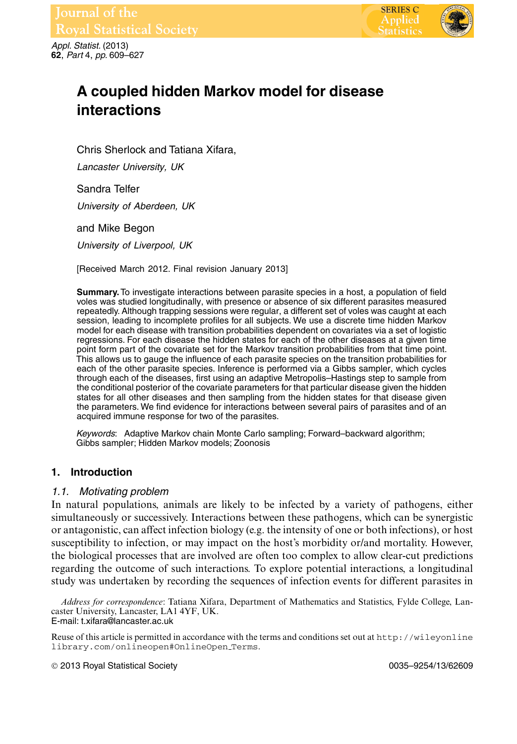# A coupled hidden Markov model for disease interactions

Chris Sherlock and Tatiana Xifara,

*Lancaster University, UK*

Sandra Telfer

*University of Aberdeen, UK*

and Mike Begon

*University of Liverpool, UK*

[Received March 2012. Final revision January 2013]

**Summary.** To investigate interactions between parasite species in a host, a population of field voles was studied longitudinally, with presence or absence of six different parasites measured repeatedly. Although trapping sessions were regular, a different set of voles was caught at each session, leading to incomplete profiles for all subjects. We use a discrete time hidden Markov model for each disease with transition probabilities dependent on covariates via a set of logistic regressions. For each disease the hidden states for each of the other diseases at a given time point form part of the covariate set for the Markov transition probabilities from that time point. This allows us to gauge the influence of each parasite species on the transition probabilities for each of the other parasite species. Inference is performed via a Gibbs sampler, which cycles through each of the diseases, first using an adaptive Metropolis–Hastings step to sample from the conditional posterior of the covariate parameters for that particular disease given the hidden states for all other diseases and then sampling from the hidden states for that disease given the parameters. We find evidence for interactions between several pairs of parasites and of an acquired immune response for two of the parasites.

*Keywords*: Adaptive Markov chain Monte Carlo sampling; Forward–backward algorithm; Gibbs sampler; Hidden Markov models; Zoonosis

## 1. Introduction

### 1.1. Motivating problem

In natural populations, animals are likely to be infected by a variety of pathogens, either simultaneously or successively. Interactions between these pathogens, which can be synergistic or antagonistic, can affect infection biology (e.g. the intensity of one or both infections), or host susceptibility to infection, or may impact on the host's morbidity or/and mortality. However, the biological processes that are involved are often too complex to allow clear-cut predictions regarding the outcome of such interactions. To explore potential interactions, a longitudinal study was undertaken by recording the sequences of infection events for different parasites in

*Address for correspondence*: Tatiana Xifara, Department of Mathematics and Statistics, Fylde College, Lancaster University, Lancaster, LA1 4YF, UK.
E-mail: t.xifara@lancaster.ac.uk

Reuse of this article is permitted in accordance with the terms and conditions set out at http://wileyonlinelibrary.com/onlineopen#OnlineOpen_Terms.

© 2013 Royal Statistical Society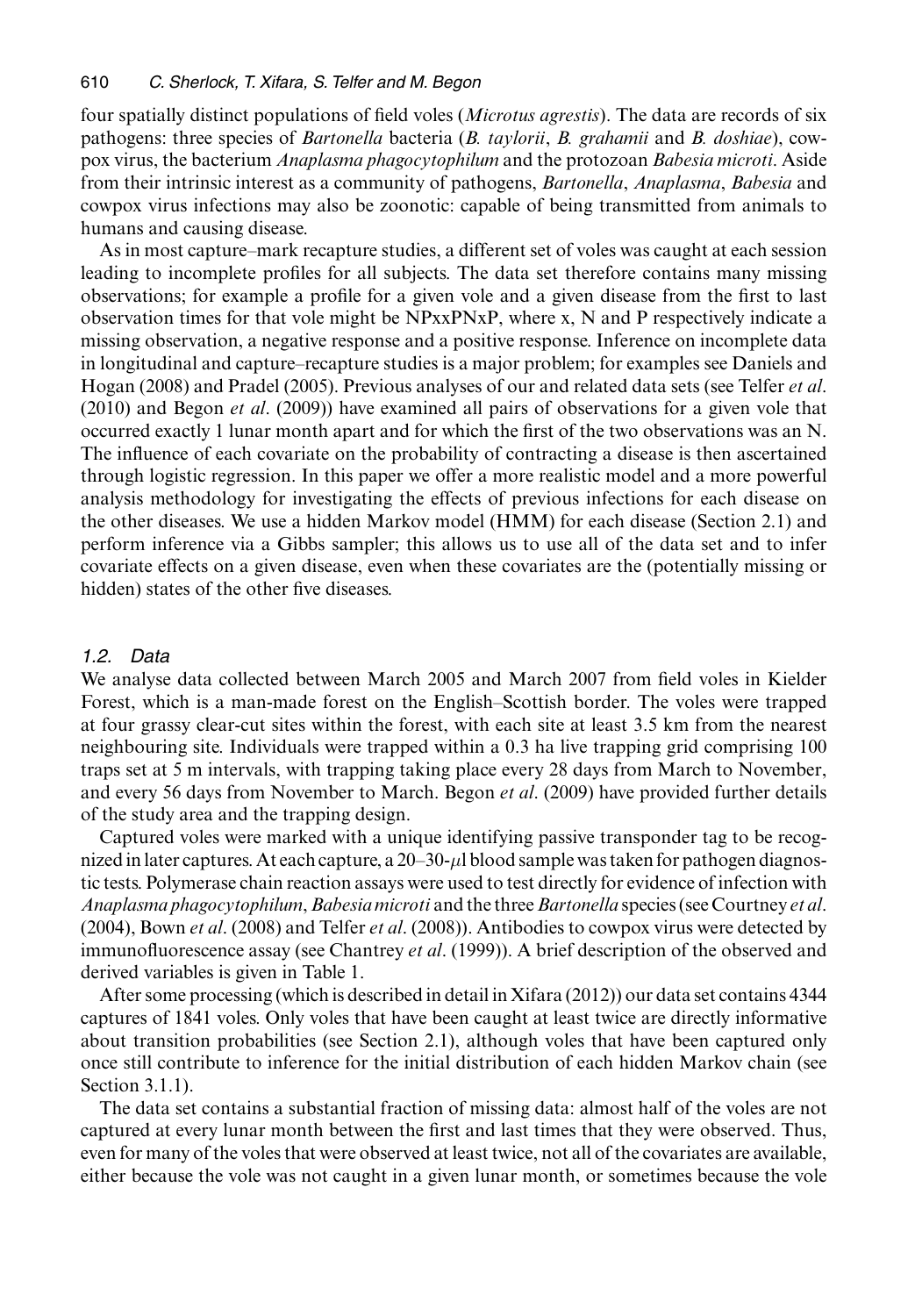four spatially distinct populations of field voles (*Microtus agrestis*). The data are records of six pathogens: three species of *Bartonella* bacteria (*B. taylorii*, *B. grahamii* and *B. doshiae*), cowpox virus, the bacterium *Anaplasma phagocytophilum* and the protozoan *Babesia microti*. Aside from their intrinsic interest as a community of pathogens, *Bartonella*, *Anaplasma*, *Babesia* and cowpox virus infections may also be zoonotic: capable of being transmitted from animals to humans and causing disease.

As in most capture–mark recapture studies, a different set of voles was caught at each session leading to incomplete profiles for all subjects. The data set therefore contains many missing observations; for example a profile for a given vole and a given disease from the first to last observation times for that vole might be NPxxPNxP, where x, N and P respectively indicate a missing observation, a negative response and a positive response. Inference on incomplete data in longitudinal and capture–recapture studies is a major problem; for examples see Daniels and Hogan (2008) and Pradel (2005). Previous analyses of our and related data sets (see Telfer *et al*. (2010) and Begon *et al*. (2009)) have examined all pairs of observations for a given vole that occurred exactly 1 lunar month apart and for which the first of the two observations was an N. The influence of each covariate on the probability of contracting a disease is then ascertained through logistic regression. In this paper we offer a more realistic model and a more powerful analysis methodology for investigating the effects of previous infections for each disease on the other diseases. We use a hidden Markov model (HMM) for each disease (Section 2.1) and perform inference via a Gibbs sampler; this allows us to use all of the data set and to infer covariate effects on a given disease, even when these covariates are the (potentially missing or hidden) states of the other five diseases.

### 1.2. Data

We analyse data collected between March 2005 and March 2007 from field voles in Kielder Forest, which is a man-made forest on the English–Scottish border. The voles were trapped at four grassy clear-cut sites within the forest, with each site at least 3.5 km from the nearest neighbouring site. Individuals were trapped within a 0.3 ha live trapping grid comprising 100 traps set at 5 m intervals, with trapping taking place every 28 days from March to November, and every 56 days from November to March. Begon *et al*. (2009) have provided further details of the study area and the trapping design.

Captured voles were marked with a unique identifying passive transponder tag to be recognized in later captures. At each capture, a 20–30-$\mu$l blood sample was taken for pathogen diagnostic tests. Polymerase chain reaction assays were used to test directly for evidence of infection with *Anaplasma phagocytophilum*, *Babesia microti* and the three *Bartonella* species (see Courtney *et al*. (2004), Bown *et al*. (2008) and Telfer *et al*. (2008)). Antibodies to cowpox virus were detected by immunofluorescence assay (see Chantrey *et al*. (1999)). A brief description of the observed and derived variables is given in Table 1.

After some processing (which is described in detail in Xifara (2012)) our data set contains 4344 captures of 1841 voles. Only voles that have been caught at least twice are directly informative about transition probabilities (see Section 2.1), although voles that have been captured only once still contribute to inference for the initial distribution of each hidden Markov chain (see Section 3.1.1).

The data set contains a substantial fraction of missing data: almost half of the voles are not captured at every lunar month between the first and last times that they were observed. Thus, even for many of the voles that were observed at least twice, not all of the covariates are available, either because the vole was not caught in a given lunar month, or sometimes because the vole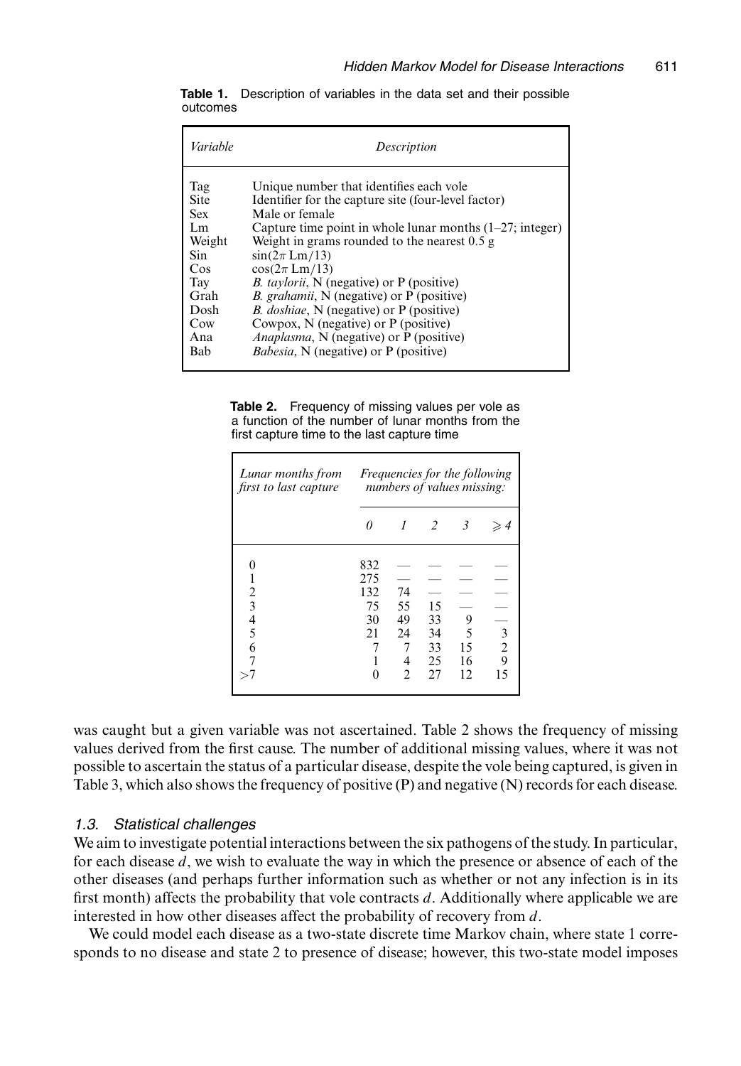**Table 1.** Description of variables in the data set and their possible outcomes

| *Variable* | *Description* |
|---|---|
| Tag | Unique number that identifies each vole |
| Site | Identifier for the capture site (four-level factor) |
| Sex | Male or female |
| Lm | Capture time point in whole lunar months (1–27; integer) |
| Weight | Weight in grams rounded to the nearest 0.5 g |
| Sin | $\sin(2\pi\,\mathrm{Lm}/13)$ |
| Cos | $\cos(2\pi\,\mathrm{Lm}/13)$ |
| Tay | *B. taylorii*, N (negative) or P (positive) |
| Grah | *B. grahamii*, N (negative) or P (positive) |
| Dosh | *B. doshiae*, N (negative) or P (positive) |
| Cow | Cowpox, N (negative) or P (positive) |
| Ana | *Anaplasma*, N (negative) or P (positive) |
| Bab | *Babesia*, N (negative) or P (positive) |

**Table 2.** Frequency of missing values per vole as a function of the number of lunar months from the first capture time to the last capture time

| *Lunar months from first to last capture* | *Frequencies for the following numbers of values missing:* | | | | |
|---|---|---|---|---|---|
| | *0* | *1* | *2* | *3* | $\geqslant 4$ |
| 0 | 832 | — | — | — | — |
| 1 | 275 | — | — | — | — |
| 2 | 132 | 74 | — | — | — |
| 3 | 75 | 55 | 15 | — | — |
| 4 | 30 | 49 | 33 | 9 | — |
| 5 | 21 | 24 | 34 | 5 | 3 |
| 6 | 7 | 7 | 33 | 15 | 2 |
| 7 | 1 | 4 | 25 | 16 | 9 |
| >7 | 0 | 2 | 27 | 12 | 15 |

was caught but a given variable was not ascertained. Table 2 shows the frequency of missing values derived from the first cause. The number of additional missing values, where it was not possible to ascertain the status of a particular disease, despite the vole being captured, is given in Table 3, which also shows the frequency of positive (P) and negative (N) records for each disease.

### 1.3. Statistical challenges

We aim to investigate potential interactions between the six pathogens of the study. In particular, for each disease $d$, we wish to evaluate the way in which the presence or absence of each of the other diseases (and perhaps further information such as whether or not any infection is in its first month) affects the probability that vole contracts $d$. Additionally where applicable we are interested in how other diseases affect the probability of recovery from $d$.

We could model each disease as a two-state discrete time Markov chain, where state 1 corresponds to no disease and state 2 to presence of disease; however, this two-state model imposes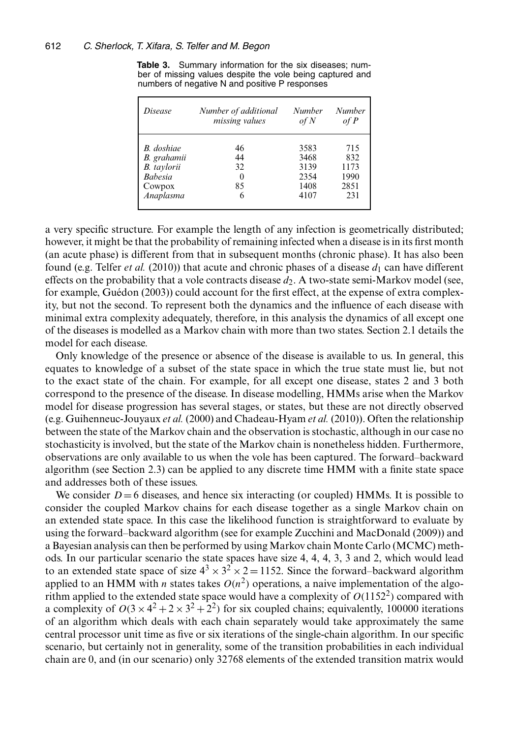**Table 3.** Summary information for the six diseases; number of missing values despite the vole being captured and numbers of negative N and positive P responses

| *Disease* | *Number of additional missing values* | *Number of N* | *Number of P* |
|---|---|---|---|
| *B. doshiae* | 46 | 3583 | 715 |
| *B. grahamii* | 44 | 3468 | 832 |
| *B. taylorii* | 32 | 3139 | 1173 |
| *Babesia* | 0 | 2354 | 1990 |
| Cowpox | 85 | 1408 | 2851 |
| *Anaplasma* | 6 | 4107 | 231 |

a very specific structure. For example the length of any infection is geometrically distributed; however, it might be that the probability of remaining infected when a disease is in its first month (an acute phase) is different from that in subsequent months (chronic phase). It has also been found (e.g. Telfer *et al.* (2010)) that acute and chronic phases of a disease $d_1$ can have different effects on the probability that a vole contracts disease $d_2$. A two-state semi-Markov model (see, for example, Guédon (2003)) could account for the first effect, at the expense of extra complexity, but not the second. To represent both the dynamics and the influence of each disease with minimal extra complexity adequately, therefore, in this analysis the dynamics of all except one of the diseases is modelled as a Markov chain with more than two states. Section 2.1 details the model for each disease.

Only knowledge of the presence or absence of the disease is available to us. In general, this equates to knowledge of a subset of the state space in which the true state must lie, but not to the exact state of the chain. For example, for all except one disease, states 2 and 3 both correspond to the presence of the disease. In disease modelling, HMMs arise when the Markov model for disease progression has several stages, or states, but these are not directly observed (e.g. Guihenneuc-Jouyaux *et al.* (2000) and Chadeau-Hyam *et al.* (2010)). Often the relationship between the state of the Markov chain and the observation is stochastic, although in our case no stochasticity is involved, but the state of the Markov chain is nonetheless hidden. Furthermore, observations are only available to us when the vole has been captured. The forward–backward algorithm (see Section 2.3) can be applied to any discrete time HMM with a finite state space and addresses both of these issues.

We consider $D = 6$ diseases, and hence six interacting (or coupled) HMMs. It is possible to consider the coupled Markov chains for each disease together as a single Markov chain on an extended state space. In this case the likelihood function is straightforward to evaluate by using the forward–backward algorithm (see for example Zucchini and MacDonald (2009)) and a Bayesian analysis can then be performed by using Markov chain Monte Carlo (MCMC) methods. In our particular scenario the state spaces have size 4, 4, 4, 3, 3 and 2, which would lead to an extended state space of size $4^3 \times 3^2 \times 2 = 1152$. Since the forward–backward algorithm applied to an HMM with $n$ states takes $O(n^2)$ operations, a naive implementation of the algorithm applied to the extended state space would have a complexity of $O(1152^2)$ compared with a complexity of $O(3 \times 4^2 + 2 \times 3^2 + 2^2)$ for six coupled chains; equivalently, 100000 iterations of an algorithm which deals with each chain separately would take approximately the same central processor unit time as five or six iterations of the single-chain algorithm. In our specific scenario, but certainly not in generality, some of the transition probabilities in each individual chain are 0, and (in our scenario) only 32768 elements of the extended transition matrix would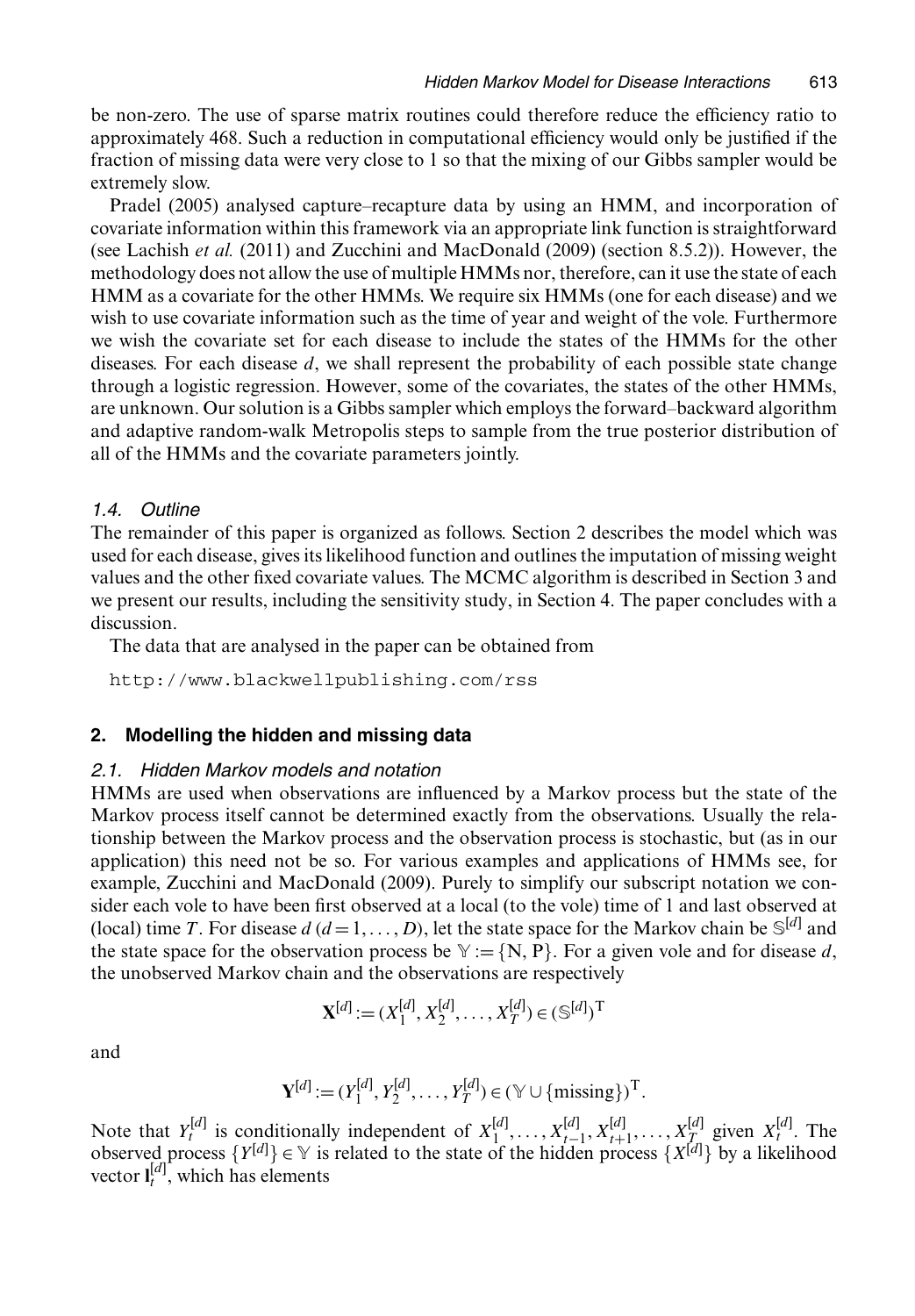be non-zero. The use of sparse matrix routines could therefore reduce the efficiency ratio to approximately 468. Such a reduction in computational efficiency would only be justified if the fraction of missing data were very close to 1 so that the mixing of our Gibbs sampler would be extremely slow.

Pradel (2005) analysed capture–recapture data by using an HMM, and incorporation of covariate information within this framework via an appropriate link function is straightforward (see Lachish *et al.* (2011) and Zucchini and MacDonald (2009) (section 8.5.2)). However, the methodology does not allow the use of multiple HMMs nor, therefore, can it use the state of each HMM as a covariate for the other HMMs. We require six HMMs (one for each disease) and we wish to use covariate information such as the time of year and weight of the vole. Furthermore we wish the covariate set for each disease to include the states of the HMMs for the other diseases. For each disease $d$, we shall represent the probability of each possible state change through a logistic regression. However, some of the covariates, the states of the other HMMs, are unknown. Our solution is a Gibbs sampler which employs the forward–backward algorithm and adaptive random-walk Metropolis steps to sample from the true posterior distribution of all of the HMMs and the covariate parameters jointly.

### 1.4. Outline

The remainder of this paper is organized as follows. Section 2 describes the model which was used for each disease, gives its likelihood function and outlines the imputation of missing weight values and the other fixed covariate values. The MCMC algorithm is described in Section 3 and we present our results, including the sensitivity study, in Section 4. The paper concludes with a discussion.

The data that are analysed in the paper can be obtained from

http://www.blackwellpublishing.com/rss

## 2. Modelling the hidden and missing data

### 2.1. Hidden Markov models and notation

HMMs are used when observations are influenced by a Markov process but the state of the Markov process itself cannot be determined exactly from the observations. Usually the relationship between the Markov process and the observation process is stochastic, but (as in our application) this need not be so. For various examples and applications of HMMs see, for example, Zucchini and MacDonald (2009). Purely to simplify our subscript notation we consider each vole to have been first observed at a local (to the vole) time of 1 and last observed at (local) time $T$. For disease $d$ ($d = 1, \ldots, D$), let the state space for the Markov chain be $\mathbb{S}^{[d]}$ and the state space for the observation process be $\mathbb{Y} := \{\mathrm{N}, \mathrm{P}\}$. For a given vole and for disease $d$, the unobserved Markov chain and the observations are respectively

$$\mathbf{X}^{[d]} := (X_1^{[d]}, X_2^{[d]}, \ldots, X_T^{[d]}) \in (\mathbb{S}^{[d]})^{\mathrm{T}}$$

and

$$\mathbf{Y}^{[d]} := (Y_1^{[d]}, Y_2^{[d]}, \ldots, Y_T^{[d]}) \in (\mathbb{Y} \cup \{\text{missing}\})^{\mathrm{T}}.$$

Note that $Y_t^{[d]}$ is conditionally independent of $X_1^{[d]}, \ldots, X_{t-1}^{[d]}, X_{t+1}^{[d]}, \ldots, X_T^{[d]}$ given $X_t^{[d]}$. The observed process $\{Y^{[d]}\} \in \mathbb{Y}$ is related to the state of the hidden process $\{X^{[d]}\}$ by a likelihood vector $\mathbf{l}_t^{[d]}$, which has elements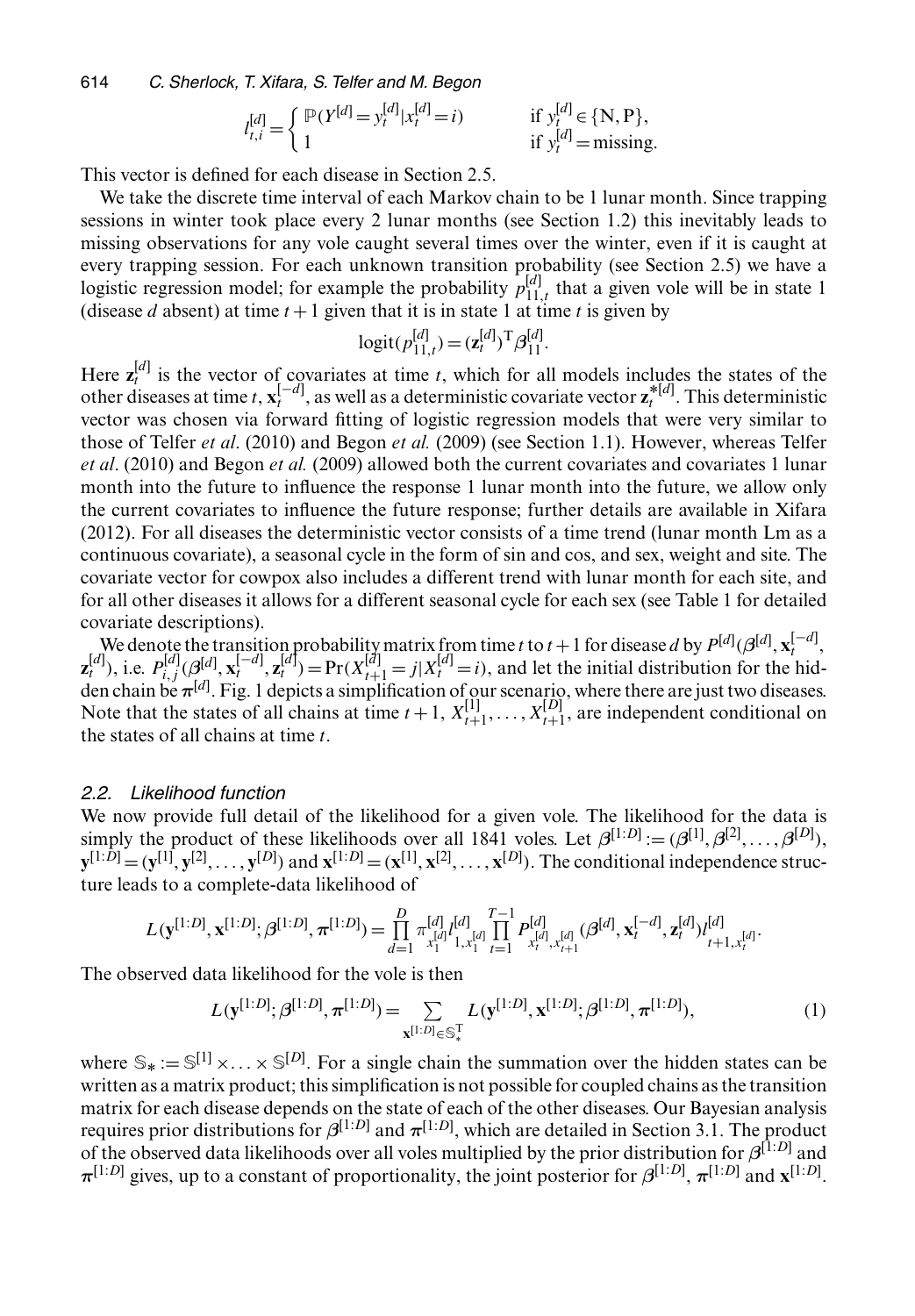$$l_{t,i}^{[d]} = \begin{cases} \mathbb{P}(Y^{[d]} = y_t^{[d]} | x_t^{[d]} = i) & \text{if } y_t^{[d]} \in \{\text{N}, \text{P}\}, \\ 1 & \text{if } y_t^{[d]} = \text{missing}. \end{cases}$$

This vector is defined for each disease in Section 2.5.

We take the discrete time interval of each Markov chain to be 1 lunar month. Since trapping sessions in winter took place every 2 lunar months (see Section 1.2) this inevitably leads to missing observations for any vole caught several times over the winter, even if it is caught at every trapping session. For each unknown transition probability (see Section 2.5) we have a logistic regression model; for example the probability $p_{11,t}^{[d]}$ that a given vole will be in state 1 (disease $d$ absent) at time $t+1$ given that it is in state 1 at time $t$ is given by

$$\text{logit}(p_{11,t}^{[d]}) = (\mathbf{z}_t^{[d]})^{\text{T}} \boldsymbol{\beta}_{11}^{[d]}.$$

Here $\mathbf{z}_t^{[d]}$ is the vector of covariates at time $t$, which for all models includes the states of the other diseases at time $t$, $\mathbf{x}_t^{[-d]}$, as well as a deterministic covariate vector $\mathbf{z}_t^{*[d]}$. This deterministic vector was chosen via forward fitting of logistic regression models that were very similar to those of Telfer *et al*. (2010) and Begon *et al.* (2009) (see Section 1.1). However, whereas Telfer *et al*. (2010) and Begon *et al.* (2009) allowed both the current covariates and covariates 1 lunar month into the future to influence the response 1 lunar month into the future, we allow only the current covariates to influence the future response; further details are available in Xifara (2012). For all diseases the deterministic vector consists of a time trend (lunar month Lm as a continuous covariate), a seasonal cycle in the form of sin and cos, and sex, weight and site. The covariate vector for cowpox also includes a different trend with lunar month for each site, and for all other diseases it allows for a different seasonal cycle for each sex (see Table 1 for detailed covariate descriptions).

We denote the transition probability matrix from time $t$ to $t+1$ for disease $d$ by $P^{[d]}(\boldsymbol{\beta}^{[d]}, \mathbf{x}_t^{[-d]}, \mathbf{z}_t^{[d]})$, i.e. $P_{i,j}^{[d]}(\boldsymbol{\beta}^{[d]}, \mathbf{x}_t^{[-d]}, \mathbf{z}_t^{[d]}) = \Pr(X_{t+1}^{[d]} = j | X_t^{[d]} = i)$, and let the initial distribution for the hidden chain be $\boldsymbol{\pi}^{[d]}$. Fig. 1 depicts a simplification of our scenario, where there are just two diseases. Note that the states of all chains at time $t+1$, $X_{t+1}^{[1]}, \ldots, X_{t+1}^{[D]}$, are independent conditional on the states of all chains at time $t$.

### 2.2. Likelihood function

We now provide full detail of the likelihood for a given vole. The likelihood for the data is simply the product of these likelihoods over all 1841 voles. Let $\boldsymbol{\beta}^{[1:D]} := (\boldsymbol{\beta}^{[1]}, \boldsymbol{\beta}^{[2]}, \ldots, \boldsymbol{\beta}^{[D]})$, $\mathbf{y}^{[1:D]} = (\mathbf{y}^{[1]}, \mathbf{y}^{[2]}, \ldots, \mathbf{y}^{[D]})$ and $\mathbf{x}^{[1:D]} = (\mathbf{x}^{[1]}, \mathbf{x}^{[2]}, \ldots, \mathbf{x}^{[D]})$. The conditional independence structure leads to a complete-data likelihood of

$$L(\mathbf{y}^{[1:D]}, \mathbf{x}^{[1:D]}; \boldsymbol{\beta}^{[1:D]}, \boldsymbol{\pi}^{[1:D]}) = \prod_{d=1}^{D} \pi_{x_1^{[d]}}^{[d]} l_{1,x_1^{[d]}}^{[d]} \prod_{t=1}^{T-1} P_{x_t^{[d]}, x_{t+1}^{[d]}}^{[d]}(\boldsymbol{\beta}^{[d]}, \mathbf{x}_t^{[-d]}, \mathbf{z}_t^{[d]}) l_{t+1,x_t^{[d]}}^{[d]}.$$

The observed data likelihood for the vole is then

$$L(\mathbf{y}^{[1:D]}; \boldsymbol{\beta}^{[1:D]}, \boldsymbol{\pi}^{[1:D]}) = \sum_{\mathbf{x}^{[1:D]} \in \mathbb{S}_*^{\text{T}}} L(\mathbf{y}^{[1:D]}, \mathbf{x}^{[1:D]}; \boldsymbol{\beta}^{[1:D]}, \boldsymbol{\pi}^{[1:D]}), \tag{1}$$

where $\mathbb{S}_* := \mathbb{S}^{[1]} \times \ldots \times \mathbb{S}^{[D]}$. For a single chain the summation over the hidden states can be written as a matrix product; this simplification is not possible for coupled chains as the transition matrix for each disease depends on the state of each of the other diseases. Our Bayesian analysis requires prior distributions for $\boldsymbol{\beta}^{[1:D]}$ and $\boldsymbol{\pi}^{[1:D]}$, which are detailed in Section 3.1. The product of the observed data likelihoods over all voles multiplied by the prior distribution for $\boldsymbol{\beta}^{[1:D]}$ and $\boldsymbol{\pi}^{[1:D]}$ gives, up to a constant of proportionality, the joint posterior for $\boldsymbol{\beta}^{[1:D]}$, $\boldsymbol{\pi}^{[1:D]}$ and $\mathbf{x}^{[1:D]}$.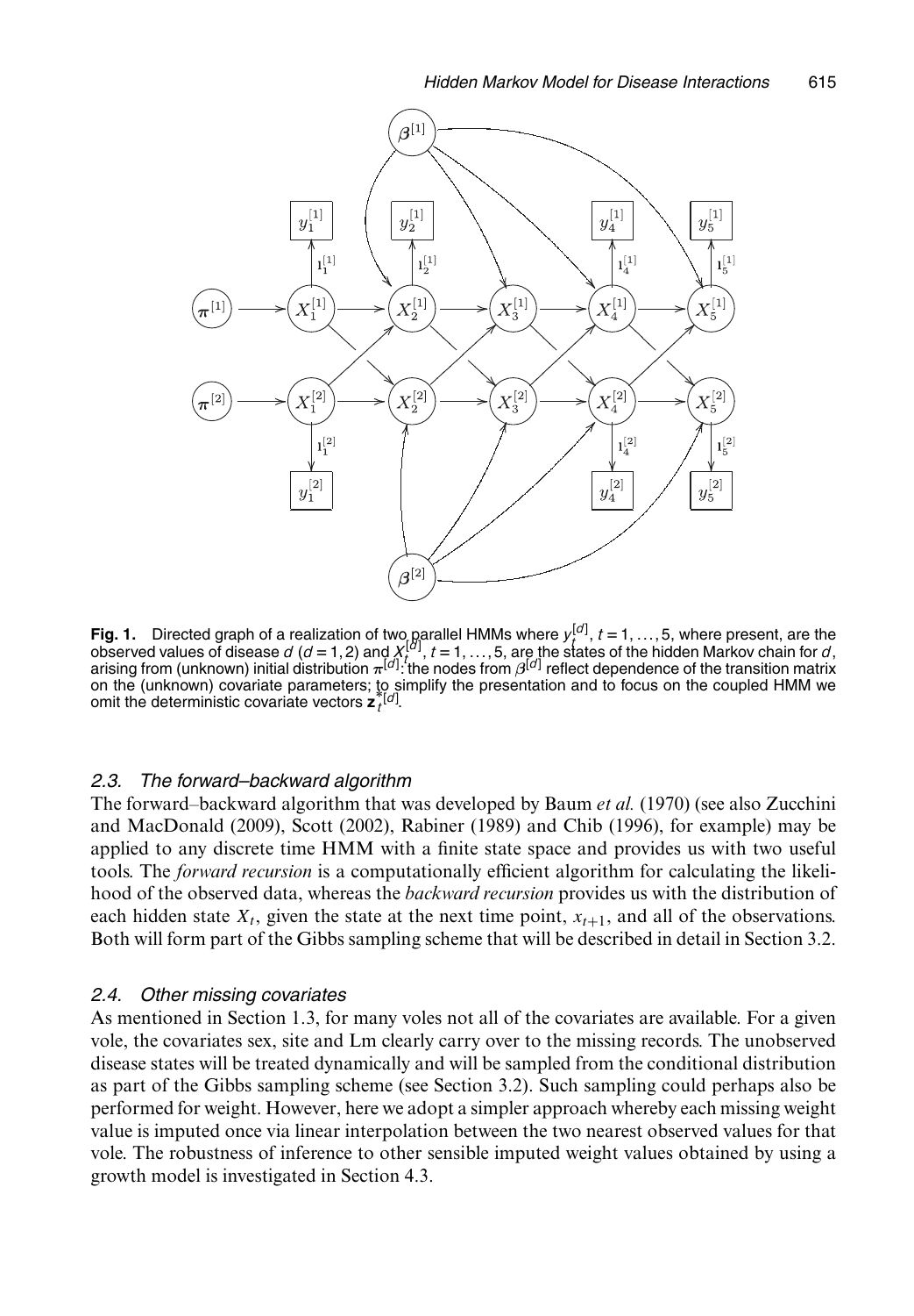$\beta^{[1]}$

$y_1^{[1]}$ $y_2^{[1]}$ $y_4^{[1]}$ $y_5^{[1]}$

$\mathbf{1}_1^{[1]}$ $\mathbf{1}_2^{[1]}$ $\mathbf{1}_4^{[1]}$ $\mathbf{1}_5^{[1]}$

$\pi^{[1]}$ $X_1^{[1]}$ $X_2^{[1]}$ $X_3^{[1]}$ $X_4^{[1]}$ $X_5^{[1]}$

$\pi^{[2]}$ $X_1^{[2]}$ $X_2^{[2]}$ $X_3^{[2]}$ $X_4^{[2]}$ $X_5^{[2]}$

$\mathbf{1}_1^{[2]}$ $\mathbf{1}_4^{[2]}$ $\mathbf{1}_5^{[2]}$

$y_1^{[2]}$ $y_4^{[2]}$ $y_5^{[2]}$

$\beta^{[2]}$

**Fig. 1.** Directed graph of a realization of two parallel HMMs where $y_t^{[d]}$, $t = 1, \ldots, 5$, where present, are the observed values of disease $d$ ($d = 1, 2$) and $X_t^{[d]}$, $t = 1, \ldots, 5$, are the states of the hidden Markov chain for $d$, arising from (unknown) initial distribution $\pi^{[d]}$: the nodes from $\beta^{[d]}$ reflect dependence of the transition matrix on the (unknown) covariate parameters; to simplify the presentation and to focus on the coupled HMM we omit the deterministic covariate vectors $\mathbf{z}_t^{*[d]}$.

### 2.3. The forward–backward algorithm

The forward–backward algorithm that was developed by Baum *et al.* (1970) (see also Zucchini and MacDonald (2009), Scott (2002), Rabiner (1989) and Chib (1996), for example) may be applied to any discrete time HMM with a finite state space and provides us with two useful tools. The *forward recursion* is a computationally efficient algorithm for calculating the likelihood of the observed data, whereas the *backward recursion* provides us with the distribution of each hidden state $X_t$, given the state at the next time point, $x_{t+1}$, and all of the observations. Both will form part of the Gibbs sampling scheme that will be described in detail in Section 3.2.

### 2.4. Other missing covariates

As mentioned in Section 1.3, for many voles not all of the covariates are available. For a given vole, the covariates sex, site and Lm clearly carry over to the missing records. The unobserved disease states will be treated dynamically and will be sampled from the conditional distribution as part of the Gibbs sampling scheme (see Section 3.2). Such sampling could perhaps also be performed for weight. However, here we adopt a simpler approach whereby each missing weight value is imputed once via linear interpolation between the two nearest observed values for that vole. The robustness of inference to other sensible imputed weight values obtained by using a growth model is investigated in Section 4.3.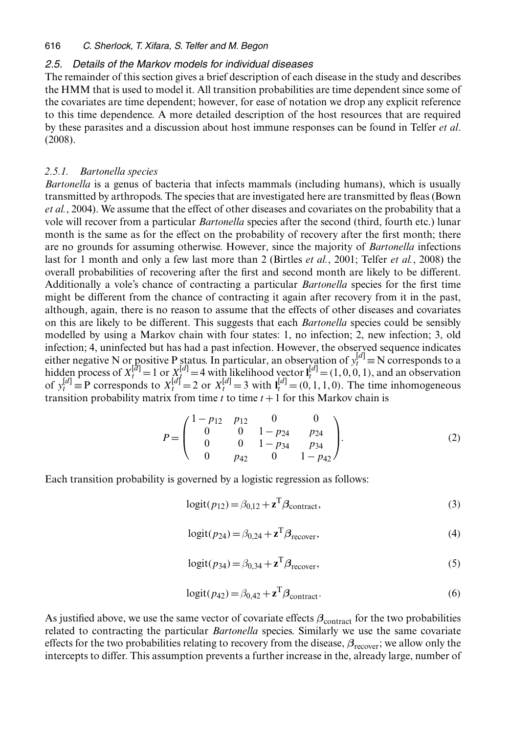### 2.5. Details of the Markov models for individual diseases

The remainder of this section gives a brief description of each disease in the study and describes the HMM that is used to model it. All transition probabilities are time dependent since some of the covariates are time dependent; however, for ease of notation we drop any explicit reference to this time dependence. A more detailed description of the host resources that are required by these parasites and a discussion about host immune responses can be found in Telfer *et al*. (2008).

#### 2.5.1. *Bartonella species*

*Bartonella* is a genus of bacteria that infects mammals (including humans), which is usually transmitted by arthropods. The species that are investigated here are transmitted by fleas (Bown *et al.*, 2004). We assume that the effect of other diseases and covariates on the probability that a vole will recover from a particular *Bartonella* species after the second (third, fourth etc.) lunar month is the same as for the effect on the probability of recovery after the first month; there are no grounds for assuming otherwise. However, since the majority of *Bartonella* infections last for 1 month and only a few last more than 2 (Birtles *et al.*, 2001; Telfer *et al.*, 2008) the overall probabilities of recovering after the first and second month are likely to be different. Additionally a vole's chance of contracting a particular *Bartonella* species for the first time might be different from the chance of contracting it again after recovery from it in the past, although, again, there is no reason to assume that the effects of other diseases and covariates on this are likely to be different. This suggests that each *Bartonella* species could be sensibly modelled by using a Markov chain with four states: 1, no infection; 2, new infection; 3, old infection; 4, uninfected but has had a past infection. However, the observed sequence indicates either negative N or positive P status. In particular, an observation of $y_t^{[d]} \equiv \text{N}$ corresponds to a hidden process of $X_t^{[d]} = 1$ or $X_t^{[d]} = 4$ with likelihood vector $\mathbf{l}_t^{[d]} = (1, 0, 0, 1)$, and an observation of $y_t^{[d]} \equiv \text{P}$ corresponds to $X_t^{[d]} = 2$ or $X_t^{[d]} = 3$ with $\mathbf{l}_t^{[d]} = (0, 1, 1, 0)$. The time inhomogeneous transition probability matrix from time $t$ to time $t+1$ for this Markov chain is

$$P = \begin{pmatrix} 1-p_{12} & p_{12} & 0 & 0 \\ 0 & 0 & 1-p_{24} & p_{24} \\ 0 & 0 & 1-p_{34} & p_{34} \\ 0 & p_{42} & 0 & 1-p_{42} \end{pmatrix}. \tag{2}$$

Each transition probability is governed by a logistic regression as follows:

$$\text{logit}(p_{12}) = \beta_{0,12} + \mathbf{z}^{\text{T}} \boldsymbol{\beta}_{\text{contract}}, \tag{3}$$

$$\text{logit}(p_{24}) = \beta_{0,24} + \mathbf{z}^{\text{T}} \boldsymbol{\beta}_{\text{recover}}, \tag{4}$$

$$\text{logit}(p_{34}) = \beta_{0,34} + \mathbf{z}^{\text{T}} \boldsymbol{\beta}_{\text{recover}}, \tag{5}$$

$$\text{logit}(p_{42}) = \beta_{0,42} + \mathbf{z}^{\text{T}} \boldsymbol{\beta}_{\text{contract}}. \tag{6}$$

As justified above, we use the same vector of covariate effects $\boldsymbol{\beta}_{\text{contract}}$ for the two probabilities related to contracting the particular *Bartonella* species. Similarly we use the same covariate effects for the two probabilities relating to recovery from the disease, $\boldsymbol{\beta}_{\text{recover}}$; we allow only the intercepts to differ. This assumption prevents a further increase in the, already large, number of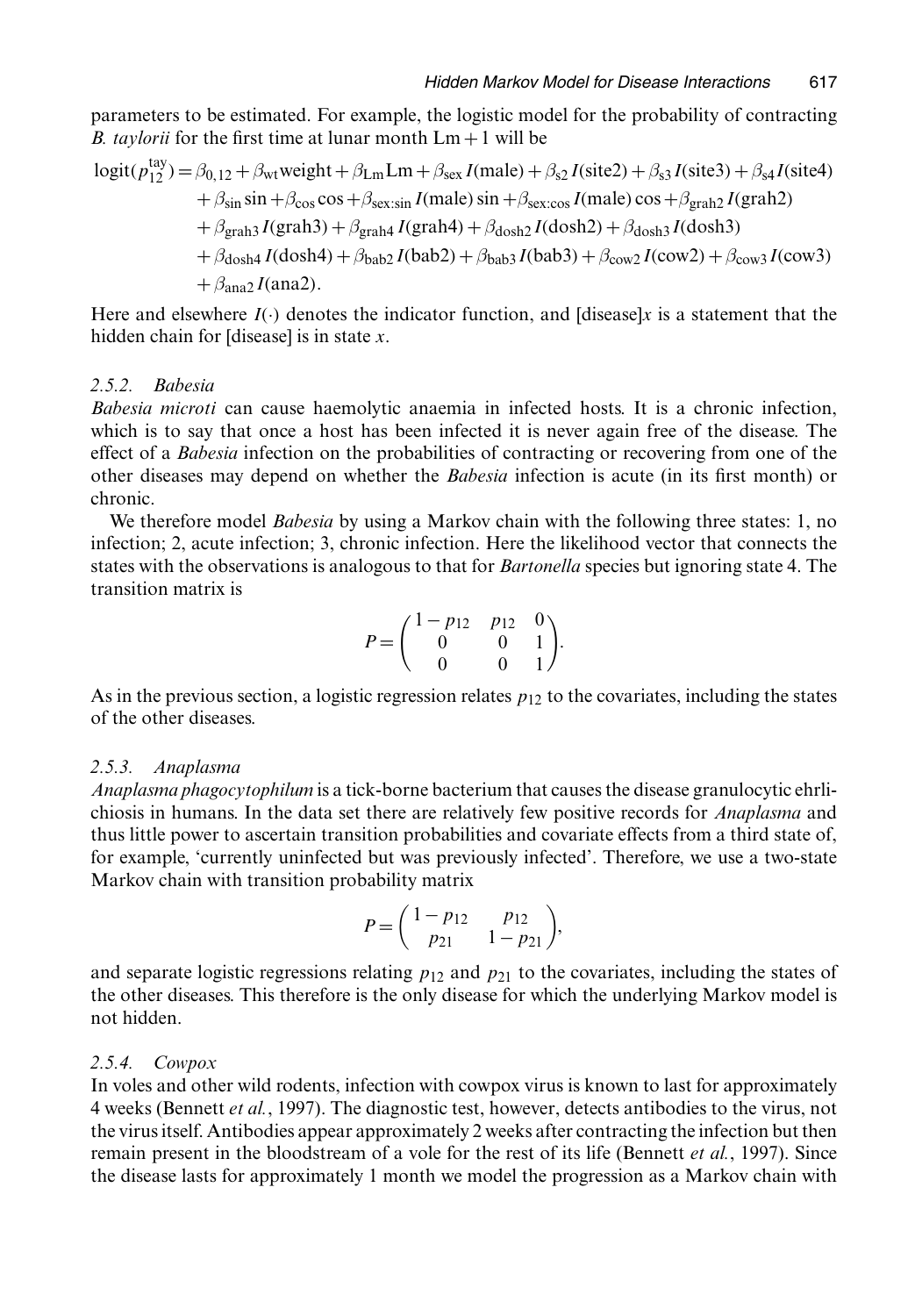parameters to be estimated. For example, the logistic model for the probability of contracting *B. taylorii* for the first time at lunar month $\mathrm{Lm}+1$ will be

$$
\begin{aligned}
\mathrm{logit}(p_{12}^{\mathrm{tay}}) = {} & \beta_{0,12} + \beta_{\mathrm{wt}}\mathrm{weight} + \beta_{\mathrm{Lm}}\mathrm{Lm} + \beta_{\mathrm{sex}} I(\mathrm{male}) + \beta_{\mathrm{s2}} I(\mathrm{site2}) + \beta_{\mathrm{s3}} I(\mathrm{site3}) + \beta_{\mathrm{s4}} I(\mathrm{site4}) \\
& + \beta_{\sin}\sin + \beta_{\cos}\cos + \beta_{\mathrm{sex:sin}} I(\mathrm{male})\sin + \beta_{\mathrm{sex:cos}} I(\mathrm{male})\cos + \beta_{\mathrm{grah2}} I(\mathrm{grah2}) \\
& + \beta_{\mathrm{grah3}} I(\mathrm{grah3}) + \beta_{\mathrm{grah4}} I(\mathrm{grah4}) + \beta_{\mathrm{dosh2}} I(\mathrm{dosh2}) + \beta_{\mathrm{dosh3}} I(\mathrm{dosh3}) \\
& + \beta_{\mathrm{dosh4}} I(\mathrm{dosh4}) + \beta_{\mathrm{bab2}} I(\mathrm{bab2}) + \beta_{\mathrm{bab3}} I(\mathrm{bab3}) + \beta_{\mathrm{cow2}} I(\mathrm{cow2}) + \beta_{\mathrm{cow3}} I(\mathrm{cow3}) \\
& + \beta_{\mathrm{ana2}} I(\mathrm{ana2}).
\end{aligned}
$$

Here and elsewhere $I(\cdot)$ denotes the indicator function, and [disease]$x$ is a statement that the hidden chain for [disease] is in state $x$.

### 2.5.2. *Babesia*

*Babesia microti* can cause haemolytic anaemia in infected hosts. It is a chronic infection, which is to say that once a host has been infected it is never again free of the disease. The effect of a *Babesia* infection on the probabilities of contracting or recovering from one of the other diseases may depend on whether the *Babesia* infection is acute (in its first month) or chronic.

We therefore model *Babesia* by using a Markov chain with the following three states: 1, no infection; 2, acute infection; 3, chronic infection. Here the likelihood vector that connects the states with the observations is analogous to that for *Bartonella* species but ignoring state 4. The transition matrix is

$$
P = \begin{pmatrix} 1-p_{12} & p_{12} & 0 \\ 0 & 0 & 1 \\ 0 & 0 & 1 \end{pmatrix}.
$$

As in the previous section, a logistic regression relates $p_{12}$ to the covariates, including the states of the other diseases.

### 2.5.3. *Anaplasma*

*Anaplasma phagocytophilum* is a tick-borne bacterium that causes the disease granulocytic ehrlichiosis in humans. In the data set there are relatively few positive records for *Anaplasma* and thus little power to ascertain transition probabilities and covariate effects from a third state of, for example, 'currently uninfected but was previously infected'. Therefore, we use a two-state Markov chain with transition probability matrix

$$
P = \begin{pmatrix} 1-p_{12} & p_{12} \\ p_{21} & 1-p_{21} \end{pmatrix},
$$

and separate logistic regressions relating $p_{12}$ and $p_{21}$ to the covariates, including the states of the other diseases. This therefore is the only disease for which the underlying Markov model is not hidden.

### 2.5.4. *Cowpox*

In voles and other wild rodents, infection with cowpox virus is known to last for approximately 4 weeks (Bennett *et al.*, 1997). The diagnostic test, however, detects antibodies to the virus, not the virus itself. Antibodies appear approximately 2 weeks after contracting the infection but then remain present in the bloodstream of a vole for the rest of its life (Bennett *et al.*, 1997). Since the disease lasts for approximately 1 month we model the progression as a Markov chain with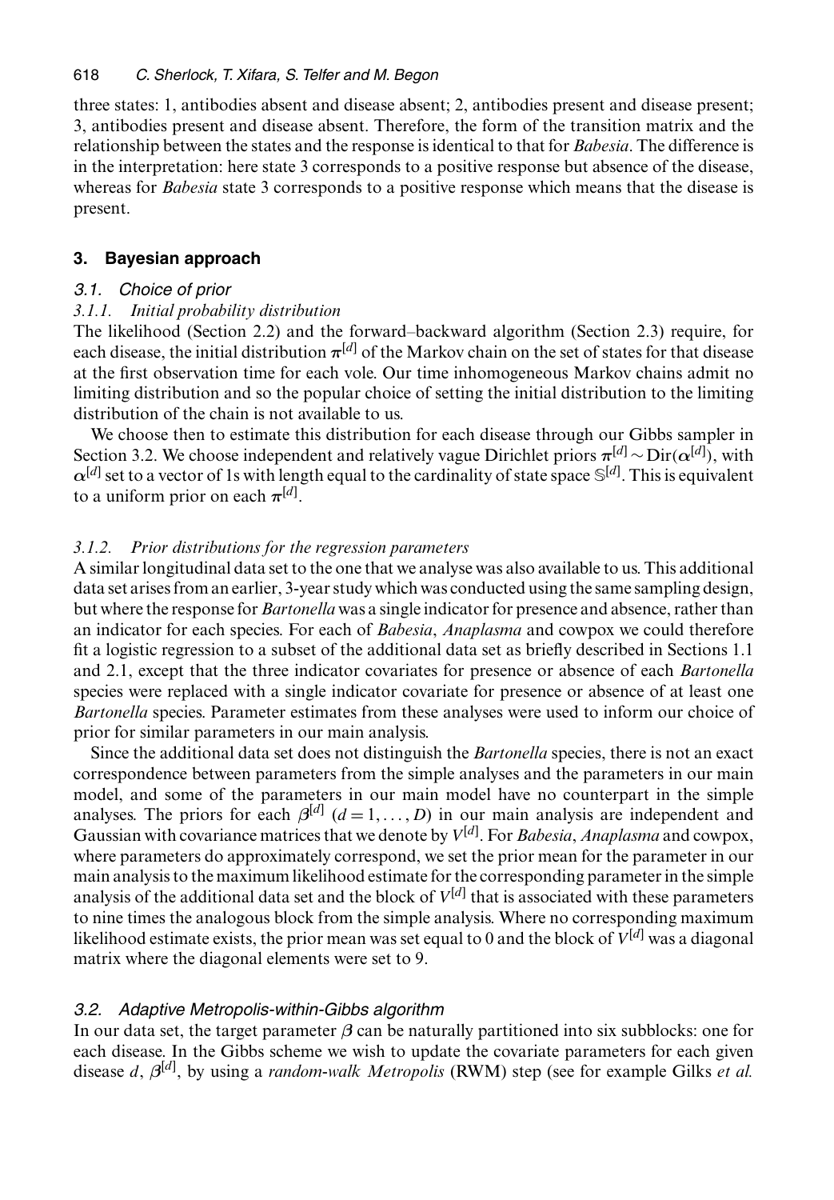three states: 1, antibodies absent and disease absent; 2, antibodies present and disease present; 3, antibodies present and disease absent. Therefore, the form of the transition matrix and the relationship between the states and the response is identical to that for *Babesia*. The difference is in the interpretation: here state 3 corresponds to a positive response but absence of the disease, whereas for *Babesia* state 3 corresponds to a positive response which means that the disease is present.

## 3. Bayesian approach

### 3.1. Choice of prior

#### 3.1.1. Initial probability distribution

The likelihood (Section 2.2) and the forward–backward algorithm (Section 2.3) require, for each disease, the initial distribution $\boldsymbol{\pi}^{[d]}$ of the Markov chain on the set of states for that disease at the first observation time for each vole. Our time inhomogeneous Markov chains admit no limiting distribution and so the popular choice of setting the initial distribution to the limiting distribution of the chain is not available to us.

We choose then to estimate this distribution for each disease through our Gibbs sampler in Section 3.2. We choose independent and relatively vague Dirichlet priors $\boldsymbol{\pi}^{[d]} \sim \mathrm{Dir}(\boldsymbol{\alpha}^{[d]})$, with $\boldsymbol{\alpha}^{[d]}$ set to a vector of 1s with length equal to the cardinality of state space $\mathbb{S}^{[d]}$. This is equivalent to a uniform prior on each $\boldsymbol{\pi}^{[d]}$.

#### 3.1.2. Prior distributions for the regression parameters

A similar longitudinal data set to the one that we analyse was also available to us. This additional data set arises from an earlier, 3-year study which was conducted using the same sampling design, but where the response for *Bartonella* was a single indicator for presence and absence, rather than an indicator for each species. For each of *Babesia*, *Anaplasma* and cowpox we could therefore fit a logistic regression to a subset of the additional data set as briefly described in Sections 1.1 and 2.1, except that the three indicator covariates for presence or absence of each *Bartonella* species were replaced with a single indicator covariate for presence or absence of at least one *Bartonella* species. Parameter estimates from these analyses were used to inform our choice of prior for similar parameters in our main analysis.

Since the additional data set does not distinguish the *Bartonella* species, there is not an exact correspondence between parameters from the simple analyses and the parameters in our main model, and some of the parameters in our main model have no counterpart in the simple analyses. The priors for each $\boldsymbol{\beta}^{[d]}$ $(d = 1, \ldots, D)$ in our main analysis are independent and Gaussian with covariance matrices that we denote by $V^{[d]}$. For *Babesia*, *Anaplasma* and cowpox, where parameters do approximately correspond, we set the prior mean for the parameter in our main analysis to the maximum likelihood estimate for the corresponding parameter in the simple analysis of the additional data set and the block of $V^{[d]}$ that is associated with these parameters to nine times the analogous block from the simple analysis. Where no corresponding maximum likelihood estimate exists, the prior mean was set equal to 0 and the block of $V^{[d]}$ was a diagonal matrix where the diagonal elements were set to 9.

### 3.2. Adaptive Metropolis-within-Gibbs algorithm

In our data set, the target parameter $\boldsymbol{\beta}$ can be naturally partitioned into six subblocks: one for each disease. In the Gibbs scheme we wish to update the covariate parameters for each given disease $d$, $\boldsymbol{\beta}^{[d]}$, by using a *random-walk Metropolis* (RWM) step (see for example Gilks *et al.*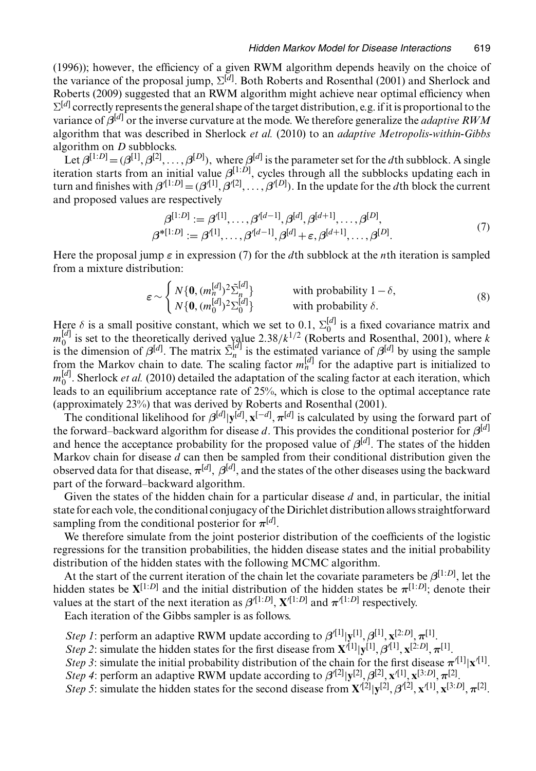(1996)); however, the efficiency of a given RWM algorithm depends heavily on the choice of the variance of the proposal jump, $\Sigma^{[d]}$. Both Roberts and Rosenthal (2001) and Sherlock and Roberts (2009) suggested that an RWM algorithm might achieve near optimal efficiency when $\Sigma^{[d]}$ correctly represents the general shape of the target distribution, e.g. if it is proportional to the variance of $\beta^{[d]}$ or the inverse curvature at the mode. We therefore generalize the *adaptive RWM* algorithm that was described in Sherlock *et al.* (2010) to an *adaptive Metropolis-within-Gibbs* algorithm on $D$ subblocks.

Let $\beta^{[1:D]} = (\beta^{[1]}, \beta^{[2]}, \ldots, \beta^{[D]})$, where $\beta^{[d]}$ is the parameter set for the $d$th subblock. A single iteration starts from an initial value $\beta^{[1:D]}$, cycles through all the subblocks updating each in turn and finishes with $\beta'^{[1:D]} = (\beta'^{[1]}, \beta'^{[2]}, \ldots, \beta'^{[D]})$. In the update for the $d$th block the current and proposed values are respectively

$$
\begin{aligned}
\beta^{[1:D]} &:= \beta'^{[1]}, \ldots, \beta'^{[d-1]}, \beta^{[d]}, \beta^{[d+1]}, \ldots, \beta^{[D]}, \\
\beta^{*[1:D]} &:= \beta'^{[1]}, \ldots, \beta'^{[d-1]}, \beta^{[d]} + \varepsilon, \beta^{[d+1]}, \ldots, \beta^{[D]}.
\end{aligned}
\tag{7}
$$

Here the proposal jump $\varepsilon$ in expression (7) for the $d$th subblock at the $n$th iteration is sampled from a mixture distribution:

$$
\varepsilon \sim \begin{cases} N\{\mathbf{0}, (m_n^{[d]})^2 \tilde{\Sigma}_n^{[d]}\} & \text{with probability } 1-\delta, \\ N\{\mathbf{0}, (m_0^{[d]})^2 \Sigma_0^{[d]}\} & \text{with probability } \delta. \end{cases}
\tag{8}
$$

Here $\delta$ is a small positive constant, which we set to 0.1, $\Sigma_0^{[d]}$ is a fixed covariance matrix and $m_0^{[d]}$ is set to the theoretically derived value $2.38/k^{1/2}$ (Roberts and Rosenthal, 2001), where $k$ is the dimension of $\beta^{[d]}$. The matrix $\tilde{\Sigma}_n^{[d]}$ is the estimated variance of $\beta^{[d]}$ by using the sample from the Markov chain to date. The scaling factor $m_n^{[d]}$ for the adaptive part is initialized to $m_0^{[d]}$. Sherlock *et al.* (2010) detailed the adaptation of the scaling factor at each iteration, which leads to an equilibrium acceptance rate of 25%, which is close to the optimal acceptance rate (approximately 23%) that was derived by Roberts and Rosenthal (2001).

The conditional likelihood for $\beta^{[d]} | \mathbf{y}^{[d]}, \mathbf{x}^{[-d]}, \pi^{[d]}$ is calculated by using the forward part of the forward–backward algorithm for disease $d$. This provides the conditional posterior for $\beta^{[d]}$ and hence the acceptance probability for the proposed value of $\beta^{[d]}$. The states of the hidden Markov chain for disease $d$ can then be sampled from their conditional distribution given the observed data for that disease, $\pi^{[d]}$, $\beta^{[d]}$, and the states of the other diseases using the backward part of the forward–backward algorithm.

Given the states of the hidden chain for a particular disease $d$ and, in particular, the initial state for each vole, the conditional conjugacy of the Dirichlet distribution allows straightforward sampling from the conditional posterior for $\pi^{[d]}$.

We therefore simulate from the joint posterior distribution of the coefficients of the logistic regressions for the transition probabilities, the hidden disease states and the initial probability distribution of the hidden states with the following MCMC algorithm.

At the start of the current iteration of the chain let the covariate parameters be $\beta^{[1:D]}$, let the hidden states be $\mathbf{X}^{[1:D]}$ and the initial distribution of the hidden states be $\pi^{[1:D]}$; denote their values at the start of the next iteration as $\beta'^{[1:D]}$, $\mathbf{X}'^{[1:D]}$ and $\pi'^{[1:D]}$ respectively.

Each iteration of the Gibbs sampler is as follows.

*Step 1*: perform an adaptive RWM update according to $\beta'^{[1]} | \mathbf{y}^{[1]}, \beta^{[1]}, \mathbf{x}^{[2:D]}, \pi^{[1]}$.

*Step 2*: simulate the hidden states for the first disease from $\mathbf{X}'^{[1]} | \mathbf{y}^{[1]}, \beta'^{[1]}, \mathbf{x}^{[2:D]}, \pi^{[1]}$.

*Step 3*: simulate the initial probability distribution of the chain for the first disease $\pi'^{[1]} | \mathbf{x}'^{[1]}$.

*Step 4*: perform an adaptive RWM update according to $\beta'^{[2]} | \mathbf{y}^{[2]}, \beta^{[2]}, \mathbf{x}'^{[1]}, \mathbf{x}^{[3:D]}, \pi^{[2]}$.

*Step 5*: simulate the hidden states for the second disease from $\mathbf{X}'^{[2]} | \mathbf{y}^{[2]}, \beta'^{[2]}, \mathbf{x}'^{[1]}, \mathbf{x}^{[3:D]}, \pi^{[2]}$.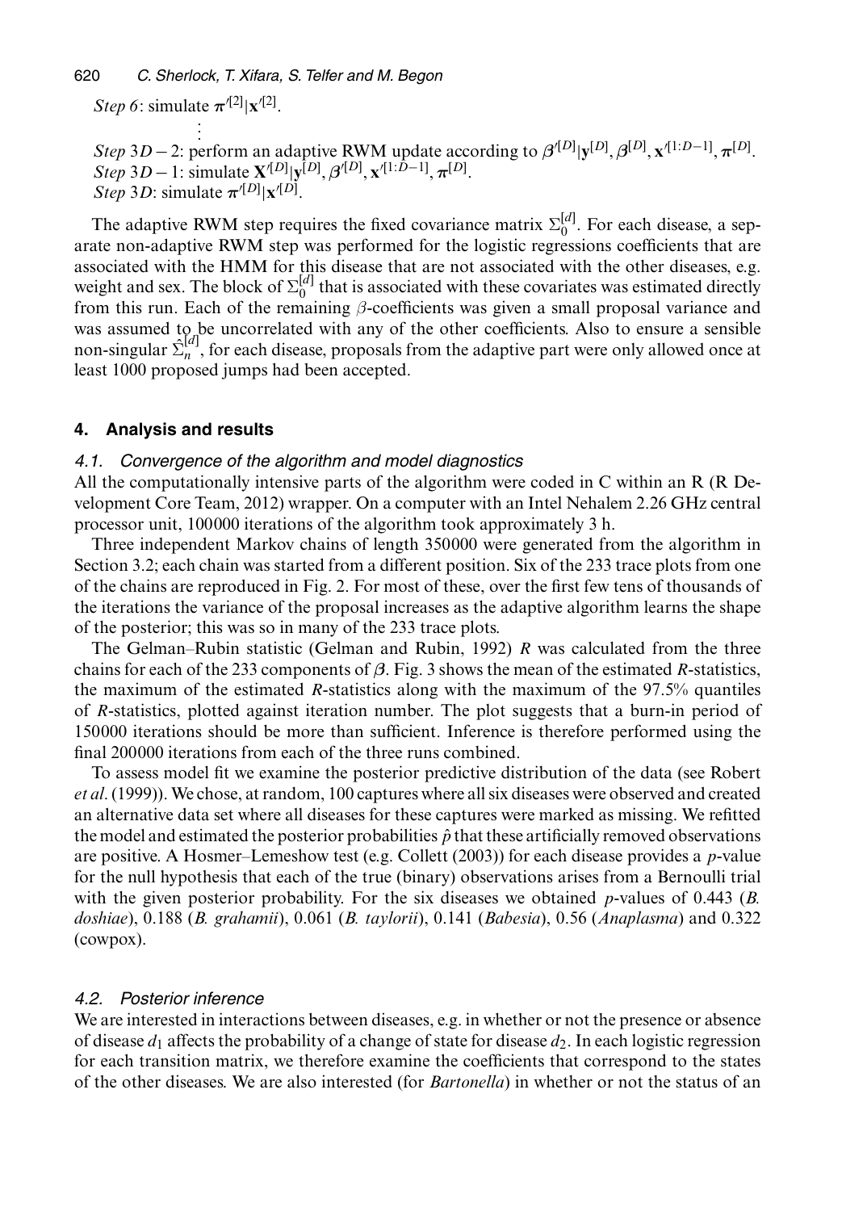*Step 6*: simulate $\pi'^{[2]}|\mathbf{x}'^{[2]}$.

$\vdots$

*Step* $3D-2$: perform an adaptive RWM update according to $\beta'^{[D]}|\mathbf{y}^{[D]}, \beta^{[D]}, \mathbf{x}'^{[1:D-1]}, \pi^{[D]}$.
*Step* $3D-1$: simulate $\mathbf{X}'^{[D]}|\mathbf{y}^{[D]}, \beta'^{[D]}, \mathbf{x}'^{[1:D-1]}, \pi^{[D]}$.
*Step* $3D$: simulate $\pi'^{[D]}|\mathbf{x}'^{[D]}$.

The adaptive RWM step requires the fixed covariance matrix $\Sigma_0^{[d]}$. For each disease, a separate non-adaptive RWM step was performed for the logistic regressions coefficients that are associated with the HMM for this disease that are not associated with the other diseases, e.g. weight and sex. The block of $\Sigma_0^{[d]}$ that is associated with these covariates was estimated directly from this run. Each of the remaining $\beta$-coefficients was given a small proposal variance and was assumed to be uncorrelated with any of the other coefficients. Also to ensure a sensible non-singular $\hat{\Sigma}_n^{[d]}$, for each disease, proposals from the adaptive part were only allowed once at least 1000 proposed jumps had been accepted.

## 4. Analysis and results

### 4.1. Convergence of the algorithm and model diagnostics

All the computationally intensive parts of the algorithm were coded in C within an R (R Development Core Team, 2012) wrapper. On a computer with an Intel Nehalem 2.26 GHz central processor unit, 100000 iterations of the algorithm took approximately 3 h.

Three independent Markov chains of length 350000 were generated from the algorithm in Section 3.2; each chain was started from a different position. Six of the 233 trace plots from one of the chains are reproduced in Fig. 2. For most of these, over the first few tens of thousands of the iterations the variance of the proposal increases as the adaptive algorithm learns the shape of the posterior; this was so in many of the 233 trace plots.

The Gelman–Rubin statistic (Gelman and Rubin, 1992) $R$ was calculated from the three chains for each of the 233 components of $\beta$. Fig. 3 shows the mean of the estimated $R$-statistics, the maximum of the estimated $R$-statistics along with the maximum of the 97.5% quantiles of $R$-statistics, plotted against iteration number. The plot suggests that a burn-in period of 150000 iterations should be more than sufficient. Inference is therefore performed using the final 200000 iterations from each of the three runs combined.

To assess model fit we examine the posterior predictive distribution of the data (see Robert *et al*. (1999)). We chose, at random, 100 captures where all six diseases were observed and created an alternative data set where all diseases for these captures were marked as missing. We refitted the model and estimated the posterior probabilities $\hat{p}$ that these artificially removed observations are positive. A Hosmer–Lemeshow test (e.g. Collett (2003)) for each disease provides a $p$-value for the null hypothesis that each of the true (binary) observations arises from a Bernoulli trial with the given posterior probability. For the six diseases we obtained $p$-values of 0.443 (*B. doshiae*), 0.188 (*B. grahamii*), 0.061 (*B. taylorii*), 0.141 (*Babesia*), 0.56 (*Anaplasma*) and 0.322 (cowpox).

### 4.2. Posterior inference

We are interested in interactions between diseases, e.g. in whether or not the presence or absence of disease $d_1$ affects the probability of a change of state for disease $d_2$. In each logistic regression for each transition matrix, we therefore examine the coefficients that correspond to the states of the other diseases. We are also interested (for *Bartonella*) in whether or not the status of an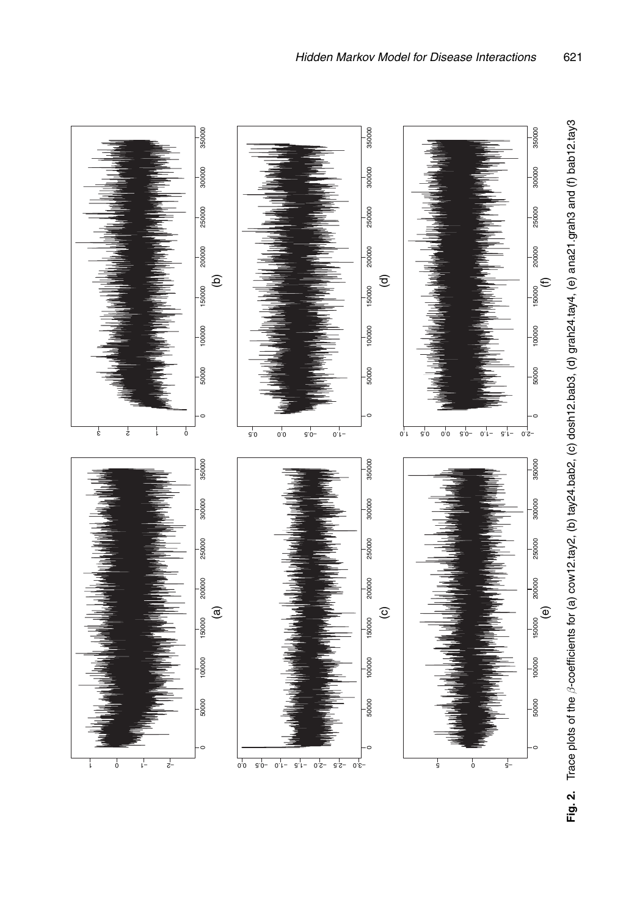**Fig. 2.** Trace plots of the $\beta$-coefficients for (a) cow12.tay2, (b) tay24.bab2, (c) dosh12.bab3, (d) grah24.tay4, (e) ana21.grah3 and (f) bab12.tay3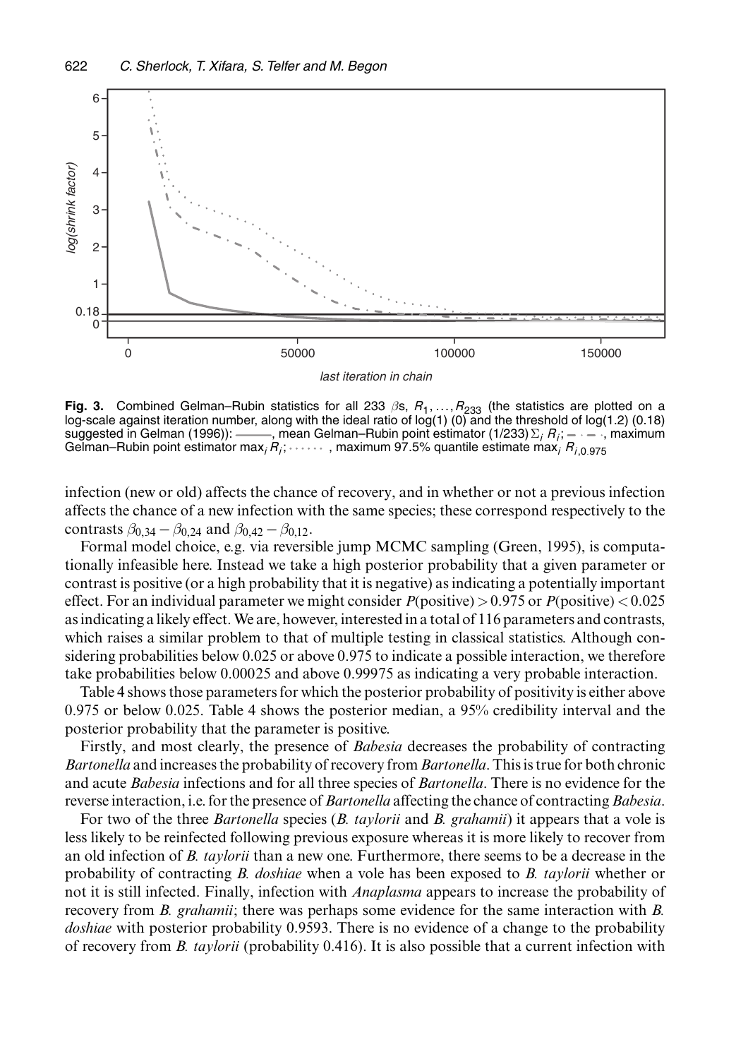6

5

4

3

2

1

0.18

0

log(shrink factor)

0

50000

100000

150000

last iteration in chain

**Fig. 3.** Combined Gelman–Rubin statistics for all 233 $\beta$s, $R_1, \ldots, R_{233}$ (the statistics are plotted on a log-scale against iteration number, along with the ideal ratio of log(1) (0) and the threshold of log(1.2) (0.18) suggested in Gelman (1996)): ———, mean Gelman–Rubin point estimator $(1/233)\Sigma_i R_i$; — · — ·, maximum Gelman–Rubin point estimator $\max_i R_i$; · · · · · ·, maximum 97.5% quantile estimate $\max_i R_{i,0.975}$

infection (new or old) affects the chance of recovery, and in whether or not a previous infection affects the chance of a new infection with the same species; these correspond respectively to the contrasts $\beta_{0,34} - \beta_{0,24}$ and $\beta_{0,42} - \beta_{0,12}$.

Formal model choice, e.g. via reversible jump MCMC sampling (Green, 1995), is computationally infeasible here. Instead we take a high posterior probability that a given parameter or contrast is positive (or a high probability that it is negative) as indicating a potentially important effect. For an individual parameter we might consider $P(\text{positive}) > 0.975$ or $P(\text{positive}) < 0.025$ as indicating a likely effect. We are, however, interested in a total of 116 parameters and contrasts, which raises a similar problem to that of multiple testing in classical statistics. Although considering probabilities below 0.025 or above 0.975 to indicate a possible interaction, we therefore take probabilities below 0.00025 and above 0.99975 as indicating a very probable interaction.

Table 4 shows those parameters for which the posterior probability of positivity is either above 0.975 or below 0.025. Table 4 shows the posterior median, a 95% credibility interval and the posterior probability that the parameter is positive.

Firstly, and most clearly, the presence of *Babesia* decreases the probability of contracting *Bartonella* and increases the probability of recovery from *Bartonella*. This is true for both chronic and acute *Babesia* infections and for all three species of *Bartonella*. There is no evidence for the reverse interaction, i.e. for the presence of *Bartonella* affecting the chance of contracting *Babesia*.

For two of the three *Bartonella* species (*B. taylorii* and *B. grahamii*) it appears that a vole is less likely to be reinfected following previous exposure whereas it is more likely to recover from an old infection of *B. taylorii* than a new one. Furthermore, there seems to be a decrease in the probability of contracting *B. doshiae* when a vole has been exposed to *B. taylorii* whether or not it is still infected. Finally, infection with *Anaplasma* appears to increase the probability of recovery from *B. grahamii*; there was perhaps some evidence for the same interaction with *B. doshiae* with posterior probability 0.9593. There is no evidence of a change to the probability of recovery from *B. taylorii* (probability 0.416). It is also possible that a current infection with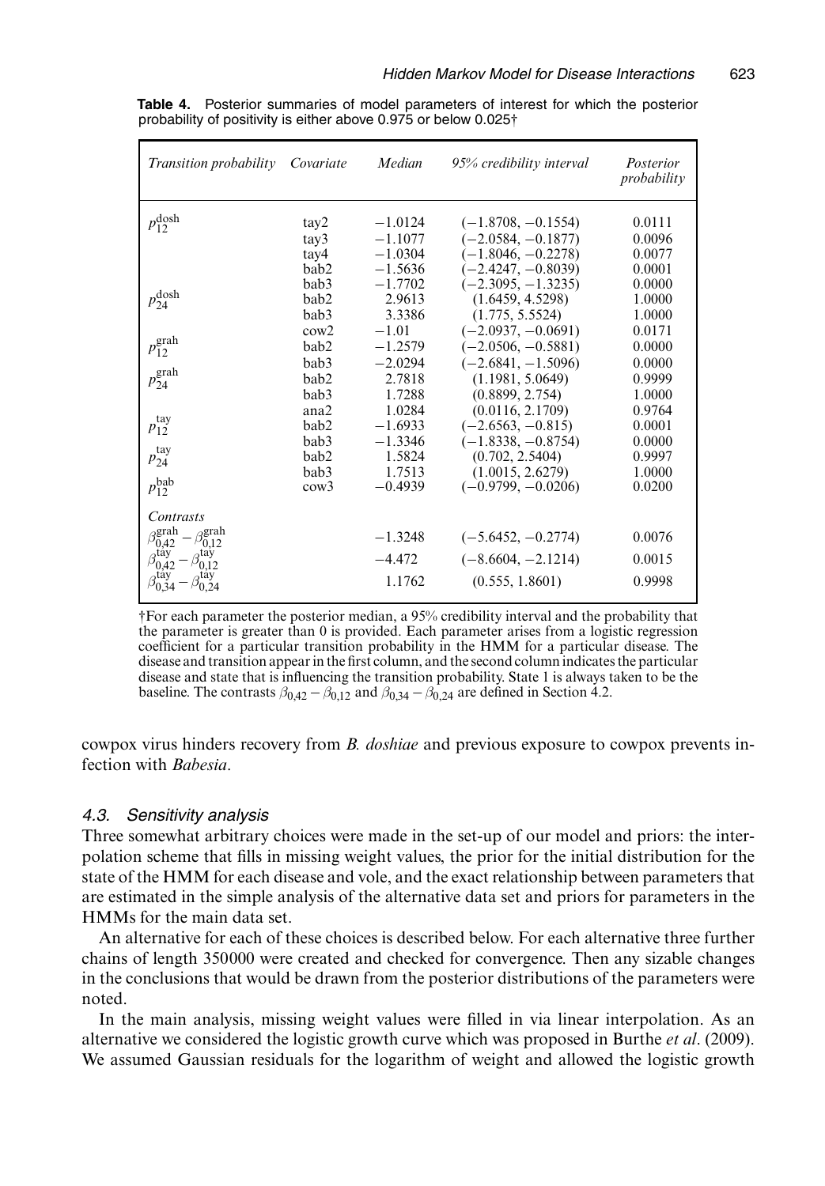**Table 4.** Posterior summaries of model parameters of interest for which the posterior probability of positivity is either above 0.975 or below 0.025†

| *Transition probability* | *Covariate* | *Median* | *95% credibility interval* | *Posterior probability* |
|---|---|---|---|---|
| $p_{12}^{\text{dosh}}$ | tay2 | −1.0124 | (−1.8708, −0.1554) | 0.0111 |
| | tay3 | −1.1077 | (−2.0584, −0.1877) | 0.0096 |
| | tay4 | −1.0304 | (−1.8046, −0.2278) | 0.0077 |
| | bab2 | −1.5636 | (−2.4247, −0.8039) | 0.0001 |
| | bab3 | −1.7702 | (−2.3095, −1.3235) | 0.0000 |
| $p_{24}^{\text{dosh}}$ | bab2 | 2.9613 | (1.6459, 4.5298) | 1.0000 |
| | bab3 | 3.3386 | (1.775, 5.5524) | 1.0000 |
| | cow2 | −1.01 | (−2.0937, −0.0691) | 0.0171 |
| $p_{12}^{\text{grah}}$ | bab2 | −1.2579 | (−2.0506, −0.5881) | 0.0000 |
| | bab3 | −2.0294 | (−2.6841, −1.5096) | 0.0000 |
| $p_{24}^{\text{grah}}$ | bab2 | 2.7818 | (1.1981, 5.0649) | 0.9999 |
| | bab3 | 1.7288 | (0.8899, 2.754) | 1.0000 |
| | ana2 | 1.0284 | (0.0116, 2.1709) | 0.9764 |
| $p_{12}^{\text{tay}}$ | bab2 | −1.6933 | (−2.6563, −0.815) | 0.0001 |
| | bab3 | −1.3346 | (−1.8338, −0.8754) | 0.0000 |
| $p_{24}^{\text{tay}}$ | bab2 | 1.5824 | (0.702, 2.5404) | 0.9997 |
| | bab3 | 1.7513 | (1.0015, 2.6279) | 1.0000 |
| $p_{12}^{\text{bab}}$ | cow3 | −0.4939 | (−0.9799, −0.0206) | 0.0200 |
| *Contrasts* | | | | |
| $\beta_{0,42}^{\text{grah}} - \beta_{0,12}^{\text{grah}}$ | | −1.3248 | (−5.6452, −0.2774) | 0.0076 |
| $\beta_{0,42}^{\text{tay}} - \beta_{0,12}^{\text{tay}}$ | | −4.472 | (−8.6604, −2.1214) | 0.0015 |
| $\beta_{0,34}^{\text{tay}} - \beta_{0,24}^{\text{tay}}$ | | 1.1762 | (0.555, 1.8601) | 0.9998 |

†For each parameter the posterior median, a 95% credibility interval and the probability that the parameter is greater than 0 is provided. Each parameter arises from a logistic regression coefficient for a particular transition probability in the HMM for a particular disease. The disease and transition appear in the first column, and the second column indicates the particular disease and state that is influencing the transition probability. State 1 is always taken to be the baseline. The contrasts $\beta_{0,42} - \beta_{0,12}$ and $\beta_{0,34} - \beta_{0,24}$ are defined in Section 4.2.

cowpox virus hinders recovery from *B. doshiae* and previous exposure to cowpox prevents infection with *Babesia*.

### 4.3. Sensitivity analysis

Three somewhat arbitrary choices were made in the set-up of our model and priors: the interpolation scheme that fills in missing weight values, the prior for the initial distribution for the state of the HMM for each disease and vole, and the exact relationship between parameters that are estimated in the simple analysis of the alternative data set and priors for parameters in the HMMs for the main data set.

An alternative for each of these choices is described below. For each alternative three further chains of length 350000 were created and checked for convergence. Then any sizable changes in the conclusions that would be drawn from the posterior distributions of the parameters were noted.

In the main analysis, missing weight values were filled in via linear interpolation. As an alternative we considered the logistic growth curve which was proposed in Burthe *et al*. (2009). We assumed Gaussian residuals for the logarithm of weight and allowed the logistic growth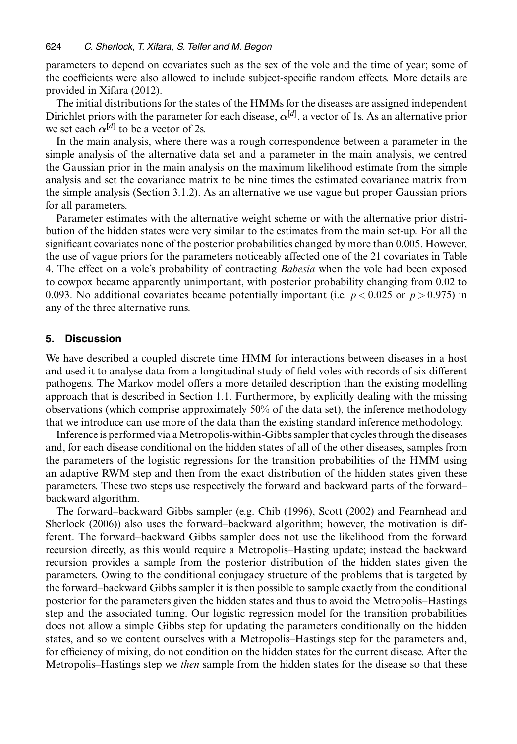parameters to depend on covariates such as the sex of the vole and the time of year; some of the coefficients were also allowed to include subject-specific random effects. More details are provided in Xifara (2012).

The initial distributions for the states of the HMMs for the diseases are assigned independent Dirichlet priors with the parameter for each disease, $\boldsymbol{\alpha}^{[d]}$, a vector of 1s. As an alternative prior we set each $\boldsymbol{\alpha}^{[d]}$ to be a vector of 2s.

In the main analysis, where there was a rough correspondence between a parameter in the simple analysis of the alternative data set and a parameter in the main analysis, we centred the Gaussian prior in the main analysis on the maximum likelihood estimate from the simple analysis and set the covariance matrix to be nine times the estimated covariance matrix from the simple analysis (Section 3.1.2). As an alternative we use vague but proper Gaussian priors for all parameters.

Parameter estimates with the alternative weight scheme or with the alternative prior distribution of the hidden states were very similar to the estimates from the main set-up. For all the significant covariates none of the posterior probabilities changed by more than 0.005. However, the use of vague priors for the parameters noticeably affected one of the 21 covariates in Table 4. The effect on a vole's probability of contracting *Babesia* when the vole had been exposed to cowpox became apparently unimportant, with posterior probability changing from 0.02 to 0.093. No additional covariates became potentially important (i.e. $p < 0.025$ or $p > 0.975$) in any of the three alternative runs.

## 5. Discussion

We have described a coupled discrete time HMM for interactions between diseases in a host and used it to analyse data from a longitudinal study of field voles with records of six different pathogens. The Markov model offers a more detailed description than the existing modelling approach that is described in Section 1.1. Furthermore, by explicitly dealing with the missing observations (which comprise approximately 50% of the data set), the inference methodology that we introduce can use more of the data than the existing standard inference methodology.

Inference is performed via a Metropolis-within-Gibbs sampler that cycles through the diseases and, for each disease conditional on the hidden states of all of the other diseases, samples from the parameters of the logistic regressions for the transition probabilities of the HMM using an adaptive RWM step and then from the exact distribution of the hidden states given these parameters. These two steps use respectively the forward and backward parts of the forward–backward algorithm.

The forward–backward Gibbs sampler (e.g. Chib (1996), Scott (2002) and Fearnhead and Sherlock (2006)) also uses the forward–backward algorithm; however, the motivation is different. The forward–backward Gibbs sampler does not use the likelihood from the forward recursion directly, as this would require a Metropolis–Hasting update; instead the backward recursion provides a sample from the posterior distribution of the hidden states given the parameters. Owing to the conditional conjugacy structure of the problems that is targeted by the forward–backward Gibbs sampler it is then possible to sample exactly from the conditional posterior for the parameters given the hidden states and thus to avoid the Metropolis–Hastings step and the associated tuning. Our logistic regression model for the transition probabilities does not allow a simple Gibbs step for updating the parameters conditionally on the hidden states, and so we content ourselves with a Metropolis–Hastings step for the parameters and, for efficiency of mixing, do not condition on the hidden states for the current disease. After the Metropolis–Hastings step we *then* sample from the hidden states for the disease so that these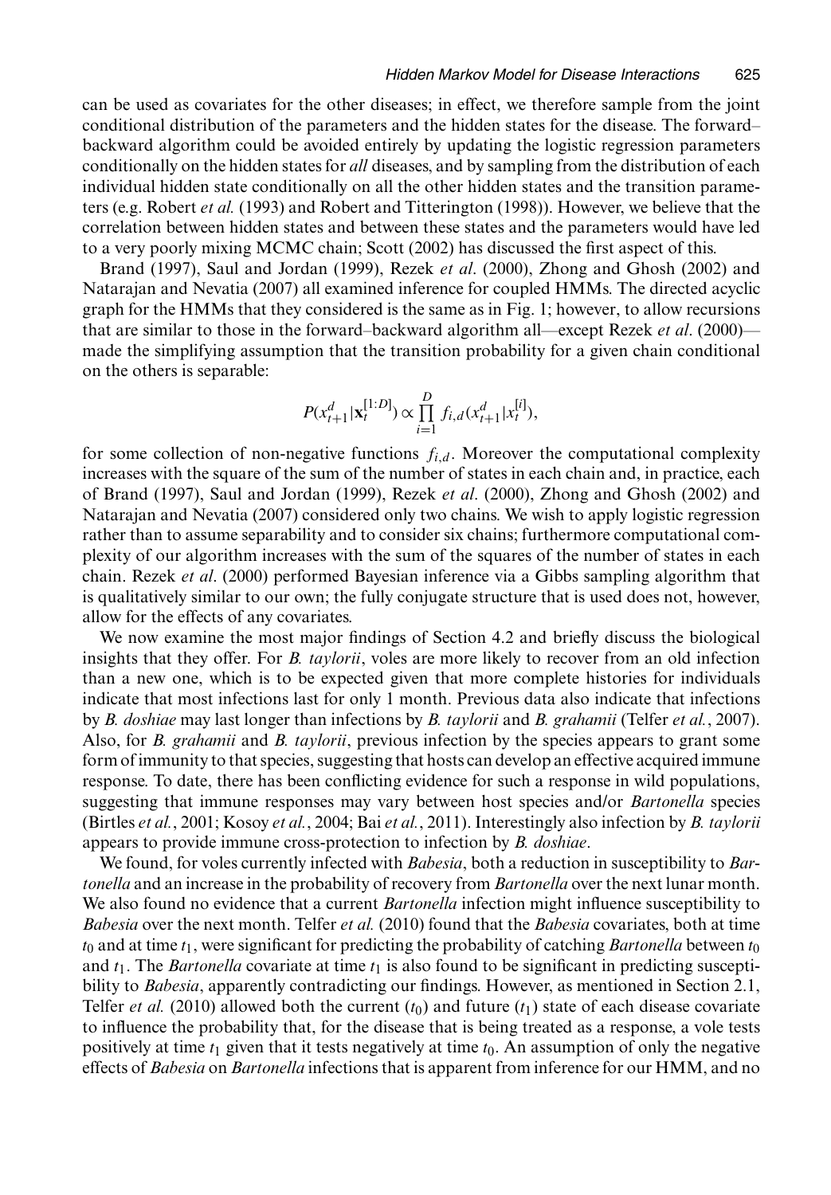can be used as covariates for the other diseases; in effect, we therefore sample from the joint conditional distribution of the parameters and the hidden states for the disease. The forward–backward algorithm could be avoided entirely by updating the logistic regression parameters conditionally on the hidden states for *all* diseases, and by sampling from the distribution of each individual hidden state conditionally on all the other hidden states and the transition parameters (e.g. Robert *et al.* (1993) and Robert and Titterington (1998)). However, we believe that the correlation between hidden states and between these states and the parameters would have led to a very poorly mixing MCMC chain; Scott (2002) has discussed the first aspect of this.

Brand (1997), Saul and Jordan (1999), Rezek *et al*. (2000), Zhong and Ghosh (2002) and Natarajan and Nevatia (2007) all examined inference for coupled HMMs. The directed acyclic graph for the HMMs that they considered is the same as in Fig. 1; however, to allow recursions that are similar to those in the forward–backward algorithm all—except Rezek *et al*. (2000)—made the simplifying assumption that the transition probability for a given chain conditional on the others is separable:

$$P(x^d_{t+1}|\mathbf{x}^{[1:D]}_t) \propto \prod_{i=1}^{D} f_{i,d}(x^d_{t+1}|x^{[i]}_t),$$

for some collection of non-negative functions $f_{i,d}$. Moreover the computational complexity increases with the square of the sum of the number of states in each chain and, in practice, each of Brand (1997), Saul and Jordan (1999), Rezek *et al*. (2000), Zhong and Ghosh (2002) and Natarajan and Nevatia (2007) considered only two chains. We wish to apply logistic regression rather than to assume separability and to consider six chains; furthermore computational complexity of our algorithm increases with the sum of the squares of the number of states in each chain. Rezek *et al*. (2000) performed Bayesian inference via a Gibbs sampling algorithm that is qualitatively similar to our own; the fully conjugate structure that is used does not, however, allow for the effects of any covariates.

We now examine the most major findings of Section 4.2 and briefly discuss the biological insights that they offer. For *B. taylorii*, voles are more likely to recover from an old infection than a new one, which is to be expected given that more complete histories for individuals indicate that most infections last for only 1 month. Previous data also indicate that infections by *B. doshiae* may last longer than infections by *B. taylorii* and *B. grahamii* (Telfer *et al.*, 2007). Also, for *B. grahamii* and *B. taylorii*, previous infection by the species appears to grant some form of immunity to that species, suggesting that hosts can develop an effective acquired immune response. To date, there has been conflicting evidence for such a response in wild populations, suggesting that immune responses may vary between host species and/or *Bartonella* species (Birtles *et al.*, 2001; Kosoy *et al.*, 2004; Bai *et al.*, 2011). Interestingly also infection by *B. taylorii* appears to provide immune cross-protection to infection by *B. doshiae*.

We found, for voles currently infected with *Babesia*, both a reduction in susceptibility to *Bartonella* and an increase in the probability of recovery from *Bartonella* over the next lunar month. We also found no evidence that a current *Bartonella* infection might influence susceptibility to *Babesia* over the next month. Telfer *et al.* (2010) found that the *Babesia* covariates, both at time $t_0$ and at time $t_1$, were significant for predicting the probability of catching *Bartonella* between $t_0$ and $t_1$. The *Bartonella* covariate at time $t_1$ is also found to be significant in predicting susceptibility to *Babesia*, apparently contradicting our findings. However, as mentioned in Section 2.1, Telfer *et al.* (2010) allowed both the current ($t_0$) and future ($t_1$) state of each disease covariate to influence the probability that, for the disease that is being treated as a response, a vole tests positively at time $t_1$ given that it tests negatively at time $t_0$. An assumption of only the negative effects of *Babesia* on *Bartonella* infections that is apparent from inference for our HMM, and no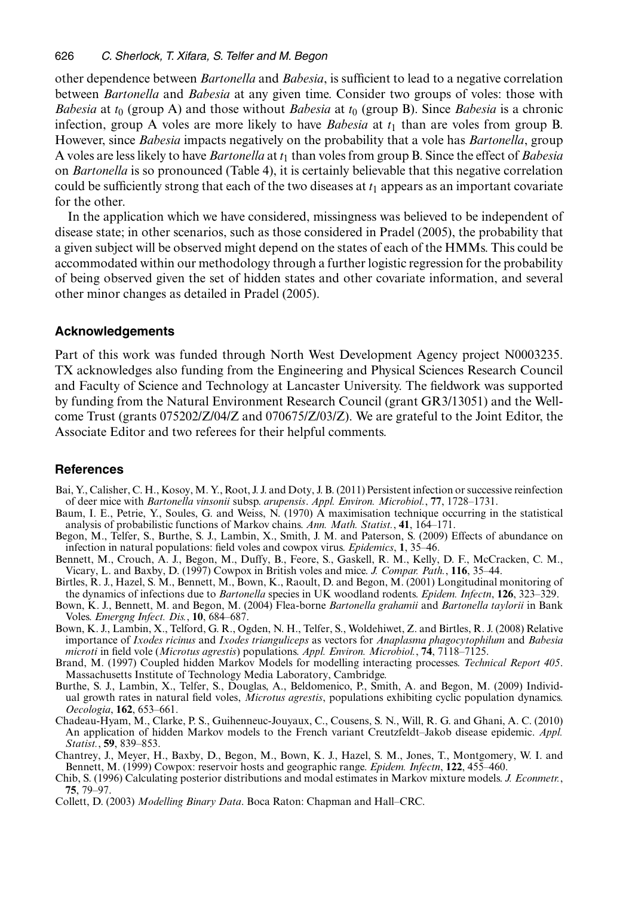other dependence between *Bartonella* and *Babesia*, is sufficient to lead to a negative correlation between *Bartonella* and *Babesia* at any given time. Consider two groups of voles: those with *Babesia* at $t_0$ (group A) and those without *Babesia* at $t_0$ (group B). Since *Babesia* is a chronic infection, group A voles are more likely to have *Babesia* at $t_1$ than are voles from group B. However, since *Babesia* impacts negatively on the probability that a vole has *Bartonella*, group A voles are less likely to have *Bartonella* at $t_1$ than voles from group B. Since the effect of *Babesia* on *Bartonella* is so pronounced (Table 4), it is certainly believable that this negative correlation could be sufficiently strong that each of the two diseases at $t_1$ appears as an important covariate for the other.

In the application which we have considered, missingness was believed to be independent of disease state; in other scenarios, such as those considered in Pradel (2005), the probability that a given subject will be observed might depend on the states of each of the HMMs. This could be accommodated within our methodology through a further logistic regression for the probability of being observed given the set of hidden states and other covariate information, and several other minor changes as detailed in Pradel (2005).

## Acknowledgements

Part of this work was funded through North West Development Agency project N0003235. TX acknowledges also funding from the Engineering and Physical Sciences Research Council and Faculty of Science and Technology at Lancaster University. The fieldwork was supported by funding from the Natural Environment Research Council (grant GR3/13051) and the Wellcome Trust (grants 075202/Z/04/Z and 070675/Z/03/Z). We are grateful to the Joint Editor, the Associate Editor and two referees for their helpful comments.

## References

Bai, Y., Calisher, C. H., Kosoy, M. Y., Root, J. J. and Doty, J. B. (2011) Persistent infection or successive reinfection of deer mice with *Bartonella vinsonii* subsp. *arupensis*. *Appl. Environ. Microbiol.*, **77**, 1728–1731.

Baum, I. E., Petrie, Y., Soules, G. and Weiss, N. (1970) A maximisation technique occurring in the statistical analysis of probabilistic functions of Markov chains. *Ann. Math. Statist.*, **41**, 164–171.

Begon, M., Telfer, S., Burthe, S. J., Lambin, X., Smith, J. M. and Paterson, S. (2009) Effects of abundance on infection in natural populations: field voles and cowpox virus. *Epidemics*, **1**, 35–46.

Bennett, M., Crouch, A. J., Begon, M., Duffy, B., Feore, S., Gaskell, R. M., Kelly, D. F., McCracken, C. M., Vicary, L. and Baxby, D. (1997) Cowpox in British voles and mice. *J. Compar. Path.*, **116**, 35–44.

Birtles, R. J., Hazel, S. M., Bennett, M., Bown, K., Raoult, D. and Begon, M. (2001) Longitudinal monitoring of the dynamics of infections due to *Bartonella* species in UK woodland rodents. *Epidem. Infectn*, **126**, 323–329.

Bown, K. J., Bennett, M. and Begon, M. (2004) Flea-borne *Bartonella grahamii* and *Bartonella taylorii* in Bank Voles. *Emergng Infect. Dis.*, **10**, 684–687.

Bown, K. J., Lambin, X., Telford, G. R., Ogden, N. H., Telfer, S., Woldehiwet, Z. and Birtles, R. J. (2008) Relative importance of *Ixodes ricinus* and *Ixodes trianguliceps* as vectors for *Anaplasma phagocytophilum* and *Babesia microti* in field vole (*Microtus agrestis*) populations. *Appl. Environ. Microbiol.*, **74**, 7118–7125.

Brand, M. (1997) Coupled hidden Markov Models for modelling interacting processes. *Technical Report 405*. Massachusetts Institute of Technology Media Laboratory, Cambridge.

Burthe, S. J., Lambin, X., Telfer, S., Douglas, A., Beldomenico, P., Smith, A. and Begon, M. (2009) Individual growth rates in natural field voles, *Microtus agrestis*, populations exhibiting cyclic population dynamics. *Oecologia*, **162**, 653–661.

Chadeau-Hyam, M., Clarke, P. S., Guihenneuc-Jouyaux, C., Cousens, S. N., Will, R. G. and Ghani, A. C. (2010) An application of hidden Markov models to the French variant Creutzfeldt–Jakob disease epidemic. *Appl. Statist.*, **59**, 839–853.

Chantrey, J., Meyer, H., Baxby, D., Begon, M., Bown, K. J., Hazel, S. M., Jones, T., Montgomery, W. I. and Bennett, M. (1999) Cowpox: reservoir hosts and geographic range. *Epidem. Infectn*, **122**, 455–460.

Chib, S. (1996) Calculating posterior distributions and modal estimates in Markov mixture models. *J. Econmetr.*, **75**, 79–97.

Collett, D. (2003) *Modelling Binary Data*. Boca Raton: Chapman and Hall–CRC.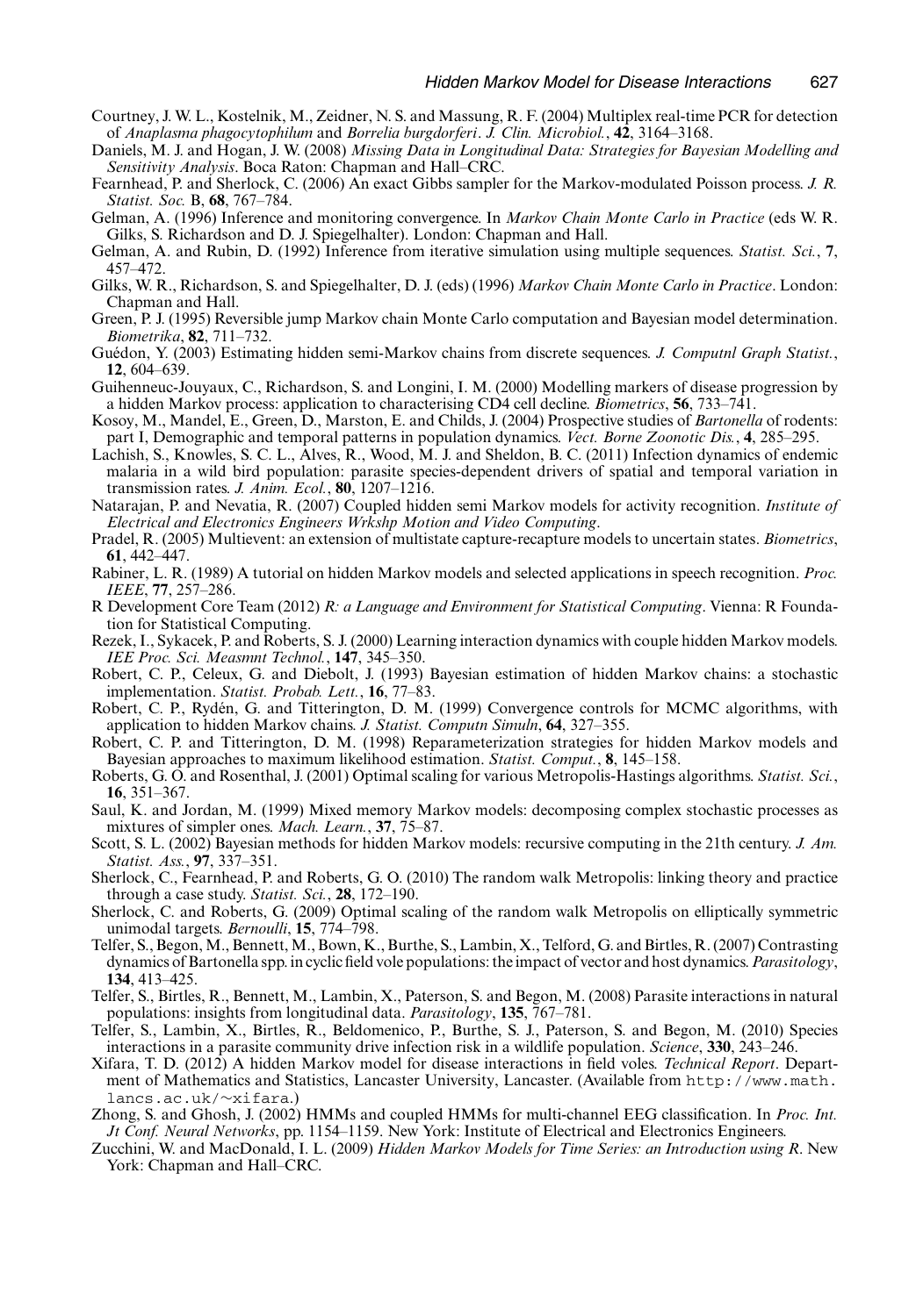Courtney, J. W. L., Kostelnik, M., Zeidner, N. S. and Massung, R. F. (2004) Multiplex real-time PCR for detection of *Anaplasma phagocytophilum* and *Borrelia burgdorferi*. *J. Clin. Microbiol.*, **42**, 3164–3168.

Daniels, M. J. and Hogan, J. W. (2008) *Missing Data in Longitudinal Data: Strategies for Bayesian Modelling and Sensitivity Analysis*. Boca Raton: Chapman and Hall–CRC.

Fearnhead, P. and Sherlock, C. (2006) An exact Gibbs sampler for the Markov-modulated Poisson process. *J. R. Statist. Soc.* B, **68**, 767–784.

Gelman, A. (1996) Inference and monitoring convergence. In *Markov Chain Monte Carlo in Practice* (eds W. R. Gilks, S. Richardson and D. J. Spiegelhalter). London: Chapman and Hall.

Gelman, A. and Rubin, D. (1992) Inference from iterative simulation using multiple sequences. *Statist. Sci.*, **7**, 457–472.

Gilks, W. R., Richardson, S. and Spiegelhalter, D. J. (eds) (1996) *Markov Chain Monte Carlo in Practice*. London: Chapman and Hall.

Green, P. J. (1995) Reversible jump Markov chain Monte Carlo computation and Bayesian model determination. *Biometrika*, **82**, 711–732.

Guédon, Y. (2003) Estimating hidden semi-Markov chains from discrete sequences. *J. Computnl Graph Statist.*, **12**, 604–639.

Guihenneuc-Jouyaux, C., Richardson, S. and Longini, I. M. (2000) Modelling markers of disease progression by a hidden Markov process: application to characterising CD4 cell decline. *Biometrics*, **56**, 733–741.

Kosoy, M., Mandel, E., Green, D., Marston, E. and Childs, J. (2004) Prospective studies of *Bartonella* of rodents: part I, Demographic and temporal patterns in population dynamics. *Vect. Borne Zoonotic Dis.*, **4**, 285–295.

Lachish, S., Knowles, S. C. L., Alves, R., Wood, M. J. and Sheldon, B. C. (2011) Infection dynamics of endemic malaria in a wild bird population: parasite species-dependent drivers of spatial and temporal variation in transmission rates. *J. Anim. Ecol.*, **80**, 1207–1216.

Natarajan, P. and Nevatia, R. (2007) Coupled hidden semi Markov models for activity recognition. *Institute of Electrical and Electronics Engineers Wrkshp Motion and Video Computing*.

Pradel, R. (2005) Multievent: an extension of multistate capture-recapture models to uncertain states. *Biometrics*, **61**, 442–447.

Rabiner, L. R. (1989) A tutorial on hidden Markov models and selected applications in speech recognition. *Proc. IEEE*, **77**, 257–286.

R Development Core Team (2012) *R: a Language and Environment for Statistical Computing*. Vienna: R Foundation for Statistical Computing.

Rezek, I., Sykacek, P. and Roberts, S. J. (2000) Learning interaction dynamics with couple hidden Markov models. *IEE Proc. Sci. Measmnt Technol.*, **147**, 345–350.

Robert, C. P., Celeux, G. and Diebolt, J. (1993) Bayesian estimation of hidden Markov chains: a stochastic implementation. *Statist. Probab. Lett.*, **16**, 77–83.

Robert, C. P., Rydén, G. and Titterington, D. M. (1999) Convergence controls for MCMC algorithms, with application to hidden Markov chains. *J. Statist. Computn Simuln*, **64**, 327–355.

Robert, C. P. and Titterington, D. M. (1998) Reparameterization strategies for hidden Markov models and Bayesian approaches to maximum likelihood estimation. *Statist. Comput.*, **8**, 145–158.

Roberts, G. O. and Rosenthal, J. (2001) Optimal scaling for various Metropolis-Hastings algorithms. *Statist. Sci.*, **16**, 351–367.

Saul, K. and Jordan, M. (1999) Mixed memory Markov models: decomposing complex stochastic processes as mixtures of simpler ones. *Mach. Learn.*, **37**, 75–87.

Scott, S. L. (2002) Bayesian methods for hidden Markov models: recursive computing in the 21th century. *J. Am. Statist. Ass.*, **97**, 337–351.

Sherlock, C., Fearnhead, P. and Roberts, G. O. (2010) The random walk Metropolis: linking theory and practice through a case study. *Statist. Sci.*, **28**, 172–190.

Sherlock, C. and Roberts, G. (2009) Optimal scaling of the random walk Metropolis on elliptically symmetric unimodal targets. *Bernoulli*, **15**, 774–798.

Telfer, S., Begon, M., Bennett, M., Bown, K., Burthe, S., Lambin, X., Telford, G. and Birtles, R. (2007) Contrasting dynamics of Bartonella spp. in cyclic field vole populations: the impact of vector and host dynamics. *Parasitology*, **134**, 413–425.

Telfer, S., Birtles, R., Bennett, M., Lambin, X., Paterson, S. and Begon, M. (2008) Parasite interactions in natural populations: insights from longitudinal data. *Parasitology*, **135**, 767–781.

Telfer, S., Lambin, X., Birtles, R., Beldomenico, P., Burthe, S. J., Paterson, S. and Begon, M. (2010) Species interactions in a parasite community drive infection risk in a wildlife population. *Science*, **330**, 243–246.

Xifara, T. D. (2012) A hidden Markov model for disease interactions in field voles. *Technical Report*. Department of Mathematics and Statistics, Lancaster University, Lancaster. (Available from `http://www.math.lancs.ac.uk/~xifara`.)

Zhong, S. and Ghosh, J. (2002) HMMs and coupled HMMs for multi-channel EEG classification. In *Proc. Int. Jt Conf. Neural Networks*, pp. 1154–1159. New York: Institute of Electrical and Electronics Engineers.

Zucchini, W. and MacDonald, I. L. (2009) *Hidden Markov Models for Time Series: an Introduction using R*. New York: Chapman and Hall–CRC.